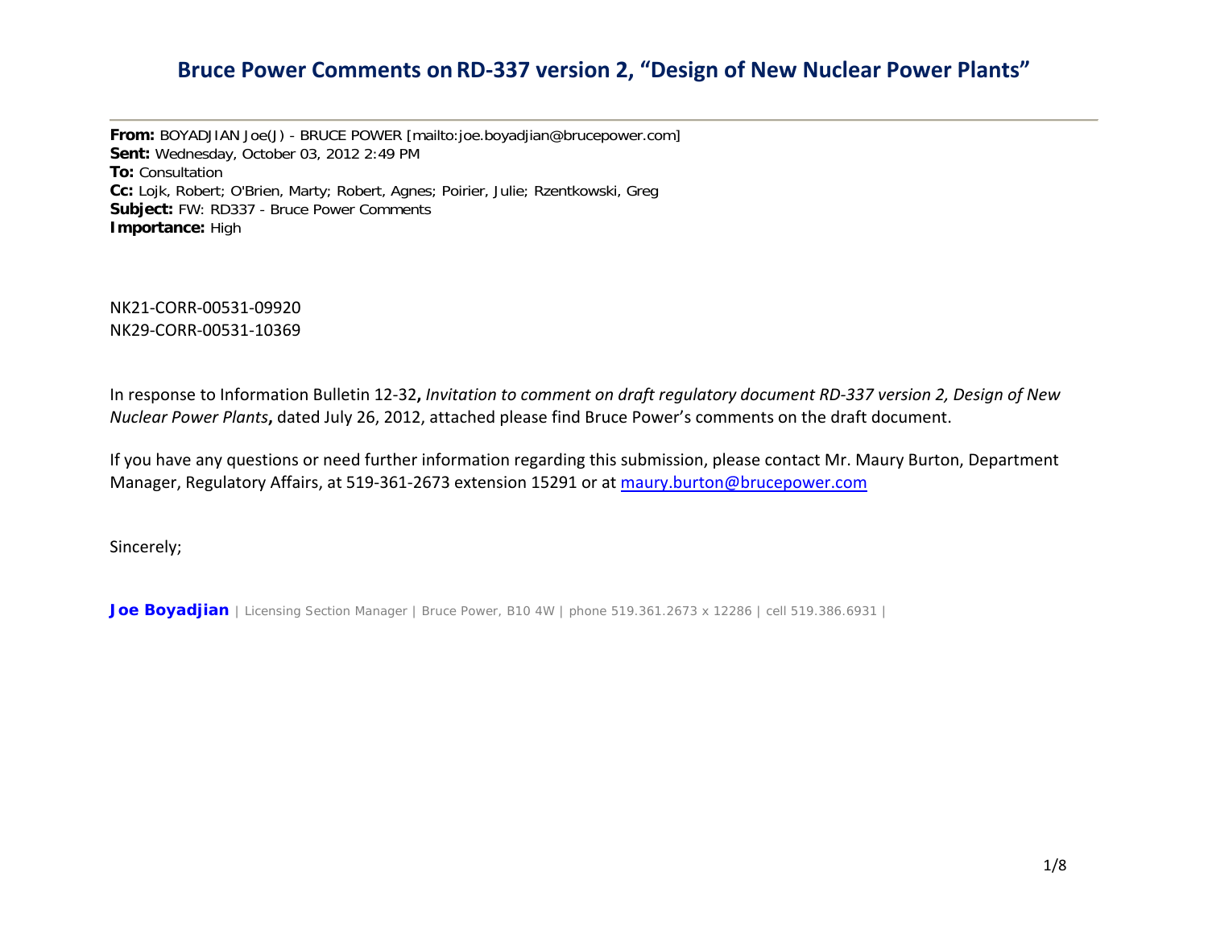# Bruce Power Comments on RD-337 version 2, "Design of New Nuclear Power Plants"

**From:** BOYADJIAN Joe(J) - BRUCE POWER [mailto:joe.boyadjian@brucepower.com]
**Sent:** Wednesday, October 03, 2012 2:49 PM
**To:** Consultation
**Cc:** Lojk, Robert; O'Brien, Marty; Robert, Agnes; Poirier, Julie; Rzentkowski, Greg
**Subject:** FW: RD337 - Bruce Power Comments
**Importance:** High

NK21-CORR-00531-09920
NK29-CORR-00531-10369

In response to Information Bulletin 12-32**,** *Invitation to comment on draft regulatory document RD-337 version 2, Design of New Nuclear Power Plants***,** dated July 26, 2012, attached please find Bruce Power's comments on the draft document.

If you have any questions or need further information regarding this submission, please contact Mr. Maury Burton, Department Manager, Regulatory Affairs, at 519-361-2673 extension 15291 or at maury.burton@brucepower.com

Sincerely;

**Joe Boyadjian** | Licensing Section Manager | Bruce Power, B10 4W | phone 519.361.2673 x 12286 | cell 519.386.6931 |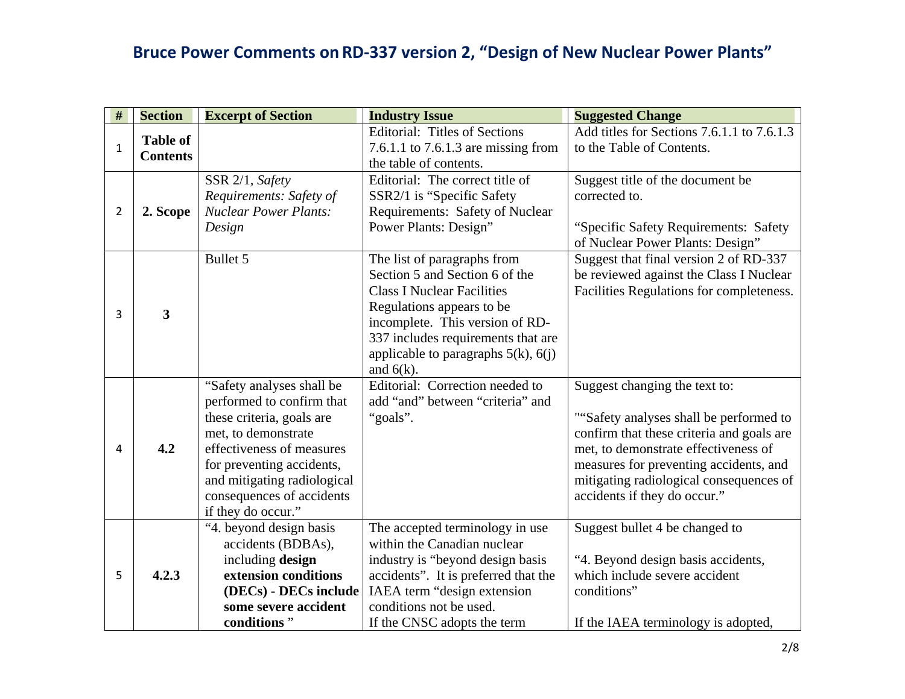# Bruce Power Comments on RD-337 version 2, "Design of New Nuclear Power Plants"

| # | Section | Excerpt of Section | Industry Issue | Suggested Change |
|---|---|---|---|---|
| 1 | **Table of Contents** | | Editorial: Titles of Sections 7.6.1.1 to 7.6.1.3 are missing from the table of contents. | Add titles for Sections 7.6.1.1 to 7.6.1.3 to the Table of Contents. |
| 2 | **2. Scope** | SSR 2/1, *Safety Requirements: Safety of Nuclear Power Plants: Design* | Editorial: The correct title of SSR2/1 is "Specific Safety Requirements: Safety of Nuclear Power Plants: Design" | Suggest title of the document be corrected to.<br><br>"Specific Safety Requirements: Safety of Nuclear Power Plants: Design" |
| 3 | **3** | Bullet 5 | The list of paragraphs from Section 5 and Section 6 of the Class I Nuclear Facilities Regulations appears to be incomplete. This version of RD-337 includes requirements that are applicable to paragraphs 5(k), 6(j) and 6(k). | Suggest that final version 2 of RD-337 be reviewed against the Class I Nuclear Facilities Regulations for completeness. |
| 4 | **4.2** | "Safety analyses shall be performed to confirm that these criteria, goals are met, to demonstrate effectiveness of measures for preventing accidents, and mitigating radiological consequences of accidents if they do occur." | Editorial: Correction needed to add "and" between "criteria" and "goals". | Suggest changing the text to:<br><br>""Safety analyses shall be performed to confirm that these criteria and goals are met, to demonstrate effectiveness of measures for preventing accidents, and mitigating radiological consequences of accidents if they do occur." |
| 5 | **4.2.3** | "4. beyond design basis accidents (BDBAs), including **design extension conditions (DECs) - DECs include some severe accident conditions** " | The accepted terminology in use within the Canadian nuclear industry is "beyond design basis accidents". It is preferred that the IAEA term "design extension conditions not be used.<br>If the CNSC adopts the term | Suggest bullet 4 be changed to<br><br>"4. Beyond design basis accidents, which include severe accident conditions"<br><br>If the IAEA terminology is adopted, |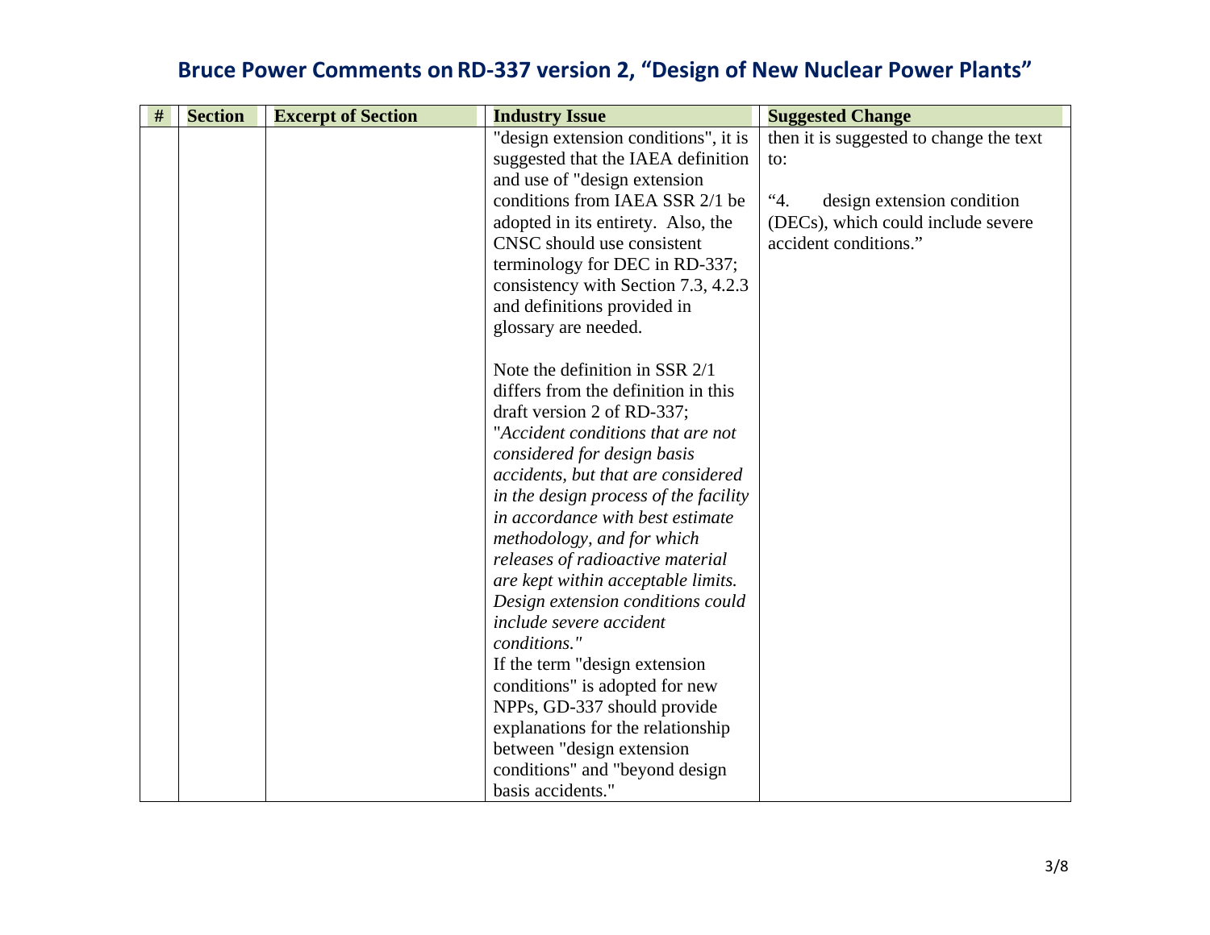# Bruce Power Comments on RD-337 version 2, "Design of New Nuclear Power Plants"

| # | Section | Excerpt of Section | Industry Issue | Suggested Change |
|---|---|---|---|---|
| | | | "design extension conditions", it is suggested that the IAEA definition and use of "design extension conditions from IAEA SSR 2/1 be adopted in its entirety. Also, the CNSC should use consistent terminology for DEC in RD-337; consistency with Section 7.3, 4.2.3 and definitions provided in glossary are needed.<br><br>Note the definition in SSR 2/1 differs from the definition in this draft version 2 of RD-337; "*Accident conditions that are not considered for design basis accidents, but that are considered in the design process of the facility in accordance with best estimate methodology, and for which releases of radioactive material are kept within acceptable limits. Design extension conditions could include severe accident conditions."*<br>If the term "design extension conditions" is adopted for new NPPs, GD-337 should provide explanations for the relationship between "design extension conditions" and "beyond design basis accidents." | then it is suggested to change the text to:<br><br>"4. design extension condition (DECs), which could include severe accident conditions." |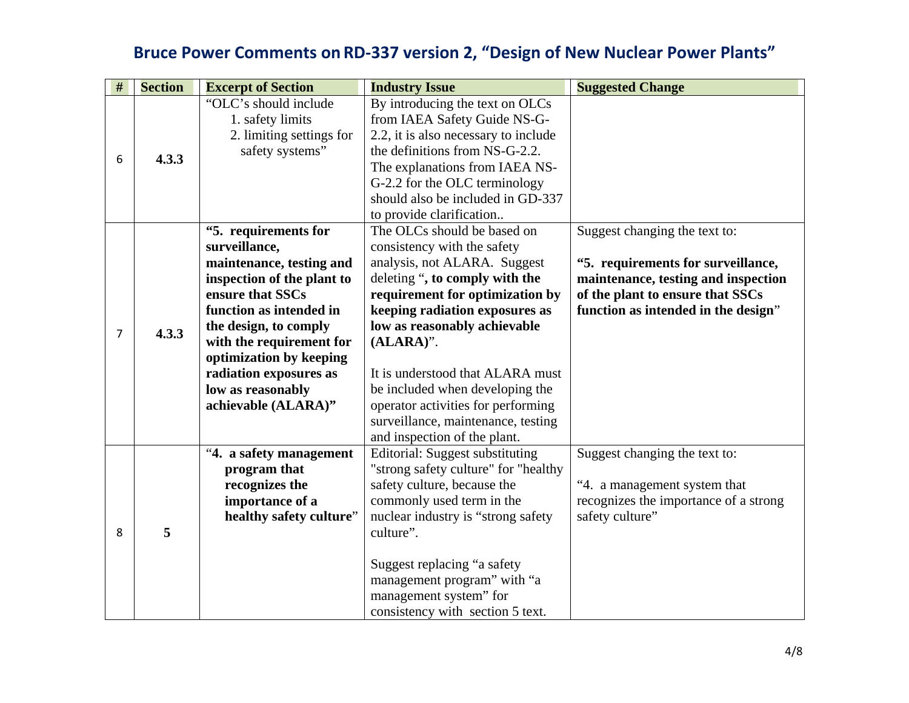## Bruce Power Comments on RD-337 version 2, "Design of New Nuclear Power Plants"

| # | Section | Excerpt of Section | Industry Issue | Suggested Change |
|---|---|---|---|---|
| 6 | **4.3.3** | "OLC's should include<br>1. safety limits<br>2. limiting settings for safety systems" | By introducing the text on OLCs from IAEA Safety Guide NS-G-2.2, it is also necessary to include the definitions from NS-G-2.2. The explanations from IAEA NS-G-2.2 for the OLC terminology should also be included in GD-337 to provide clarification.. | |
| 7 | **4.3.3** | **"5. requirements for surveillance, maintenance, testing and inspection of the plant to ensure that SSCs function as intended in the design, to comply with the requirement for optimization by keeping radiation exposures as low as reasonably achievable (ALARA)"** | The OLCs should be based on consistency with the safety analysis, not ALARA. Suggest deleting "**, to comply with the requirement for optimization by keeping radiation exposures as low as reasonably achievable (ALARA)**".<br><br>It is understood that ALARA must be included when developing the operator activities for performing surveillance, maintenance, testing and inspection of the plant. | Suggest changing the text to:<br><br>**"5. requirements for surveillance, maintenance, testing and inspection of the plant to ensure that SSCs function as intended in the design**" |
| 8 | **5** | "**4. a safety management program that recognizes the importance of a healthy safety culture**" | Editorial: Suggest substituting "strong safety culture" for "healthy safety culture, because the commonly used term in the nuclear industry is "strong safety culture".<br><br>Suggest replacing "a safety management program" with "a management system" for consistency with section 5 text. | Suggest changing the text to:<br><br>"4. a management system that recognizes the importance of a strong safety culture" |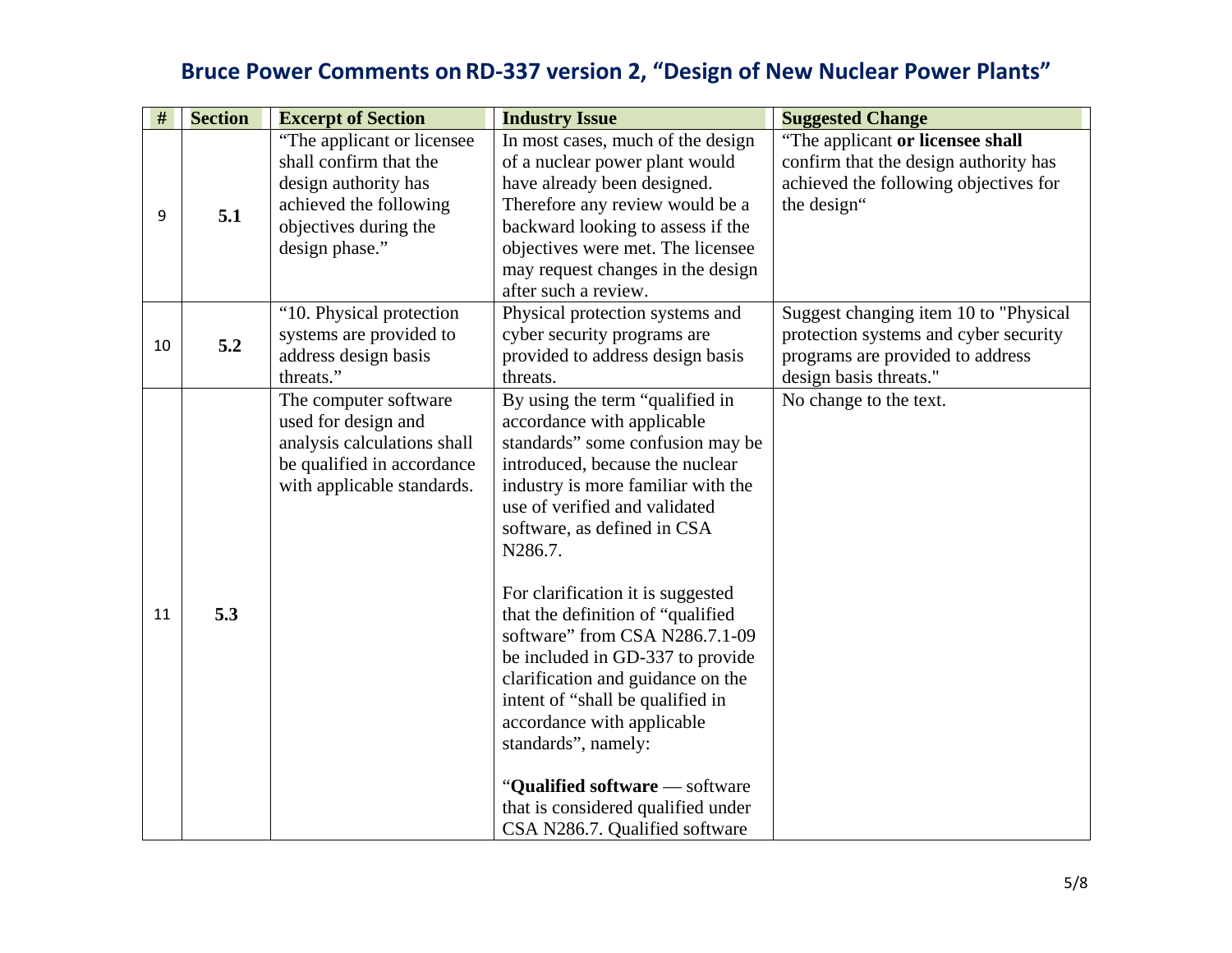## Bruce Power Comments on RD-337 version 2, "Design of New Nuclear Power Plants"

| # | Section | Excerpt of Section | Industry Issue | Suggested Change |
|---|---|---|---|---|
| 9 | **5.1** | "The applicant or licensee shall confirm that the design authority has achieved the following objectives during the design phase." | In most cases, much of the design of a nuclear power plant would have already been designed. Therefore any review would be a backward looking to assess if the objectives were met. The licensee may request changes in the design after such a review. | "The applicant **or licensee shall** confirm that the design authority has achieved the following objectives for the design" |
| 10 | **5.2** | "10. Physical protection systems are provided to address design basis threats." | Physical protection systems and cyber security programs are provided to address design basis threats. | Suggest changing item 10 to "Physical protection systems and cyber security programs are provided to address design basis threats." |
| 11 | **5.3** | The computer software used for design and analysis calculations shall be qualified in accordance with applicable standards. | By using the term "qualified in accordance with applicable standards" some confusion may be introduced, because the nuclear industry is more familiar with the use of verified and validated software, as defined in CSA N286.7.<br><br>For clarification it is suggested that the definition of "qualified software" from CSA N286.7.1-09 be included in GD-337 to provide clarification and guidance on the intent of "shall be qualified in accordance with applicable standards", namely:<br><br>"**Qualified software** — software that is considered qualified under CSA N286.7. Qualified software | No change to the text. |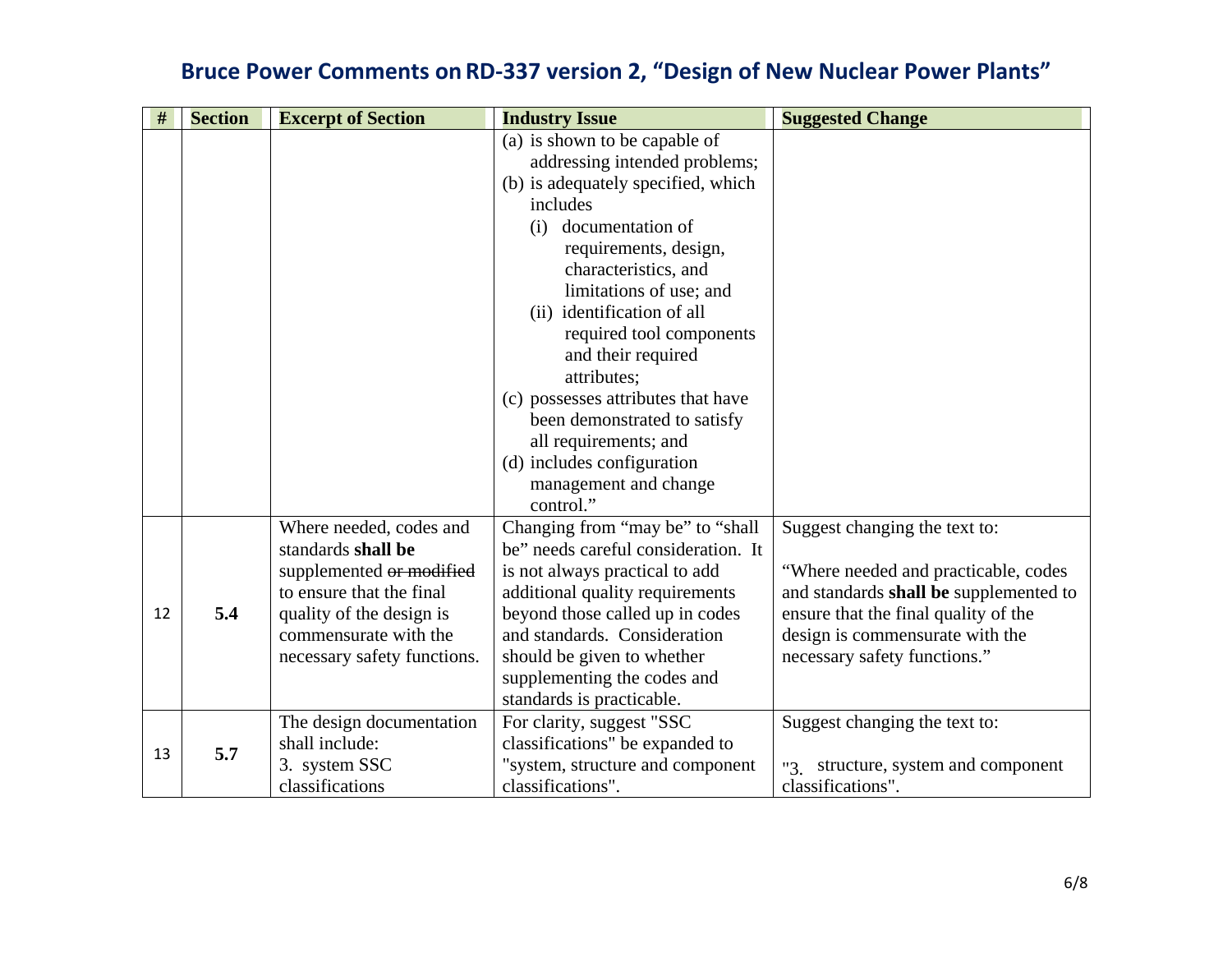# Bruce Power Comments on RD-337 version 2, "Design of New Nuclear Power Plants"

| # | Section | Excerpt of Section | Industry Issue | Suggested Change |
|---|---|---|---|---|
| | | | (a) is shown to be capable of addressing intended problems;<br>(b) is adequately specified, which includes<br>(i) documentation of requirements, design, characteristics, and limitations of use; and<br>(ii) identification of all required tool components and their required attributes;<br>(c) possesses attributes that have been demonstrated to satisfy all requirements; and<br>(d) includes configuration management and change control." | |
| 12 | **5.4** | Where needed, codes and standards **shall be** supplemented ~~or modified~~ to ensure that the final quality of the design is commensurate with the necessary safety functions. | Changing from "may be" to "shall be" needs careful consideration. It is not always practical to add additional quality requirements beyond those called up in codes and standards. Consideration should be given to whether supplementing the codes and standards is practicable. | Suggest changing the text to:<br><br>"Where needed and practicable, codes and standards **shall be** supplemented to ensure that the final quality of the design is commensurate with the necessary safety functions." |
| 13 | **5.7** | The design documentation shall include:<br>3. system SSC classifications | For clarity, suggest "SSC classifications" be expanded to "system, structure and component classifications". | Suggest changing the text to:<br><br>"3. structure, system and component classifications". |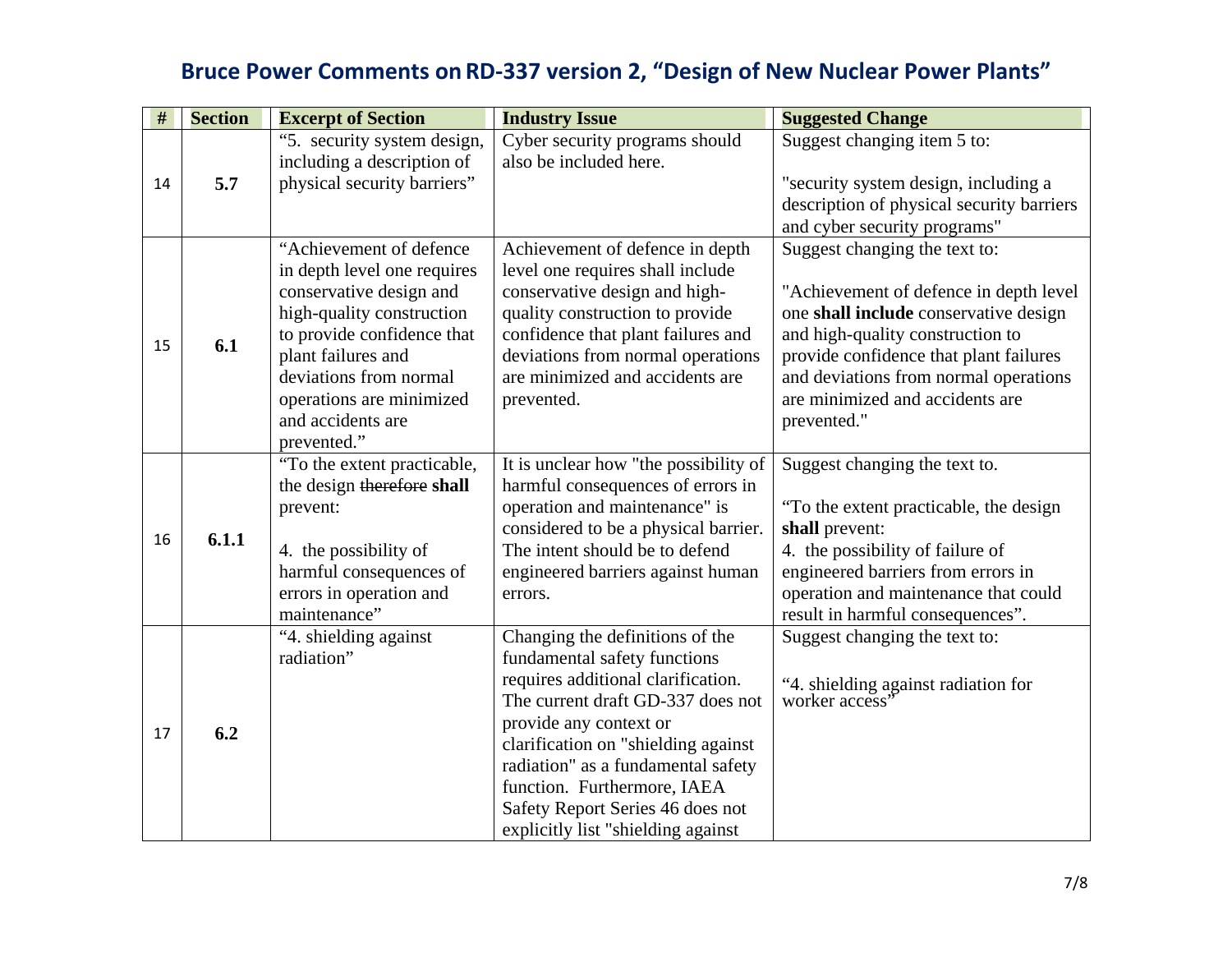# Bruce Power Comments on RD-337 version 2, "Design of New Nuclear Power Plants"

| # | Section | Excerpt of Section | Industry Issue | Suggested Change |
|---|---|---|---|---|
| 14 | **5.7** | "5. security system design, including a description of physical security barriers" | Cyber security programs should also be included here. | Suggest changing item 5 to:<br><br>"security system design, including a description of physical security barriers and cyber security programs" |
| 15 | **6.1** | "Achievement of defence in depth level one requires conservative design and high-quality construction to provide confidence that plant failures and deviations from normal operations are minimized and accidents are prevented." | Achievement of defence in depth level one requires shall include conservative design and high-quality construction to provide confidence that plant failures and deviations from normal operations are minimized and accidents are prevented. | Suggest changing the text to:<br><br>"Achievement of defence in depth level one **shall include** conservative design and high-quality construction to provide confidence that plant failures and deviations from normal operations are minimized and accidents are prevented." |
| 16 | **6.1.1** | "To the extent practicable, the design ~~therefore~~ **shall** prevent:<br><br>4. the possibility of harmful consequences of errors in operation and maintenance" | It is unclear how "the possibility of harmful consequences of errors in operation and maintenance" is considered to be a physical barrier. The intent should be to defend engineered barriers against human errors. | Suggest changing the text to.<br><br>"To the extent practicable, the design **shall** prevent:<br>4. the possibility of failure of engineered barriers from errors in operation and maintenance that could result in harmful consequences". |
| 17 | **6.2** | "4. shielding against radiation" | Changing the definitions of the fundamental safety functions requires additional clarification. The current draft GD-337 does not provide any context or clarification on "shielding against radiation" as a fundamental safety function. Furthermore, IAEA Safety Report Series 46 does not explicitly list "shielding against | Suggest changing the text to:<br><br>"4. shielding against radiation for worker access" |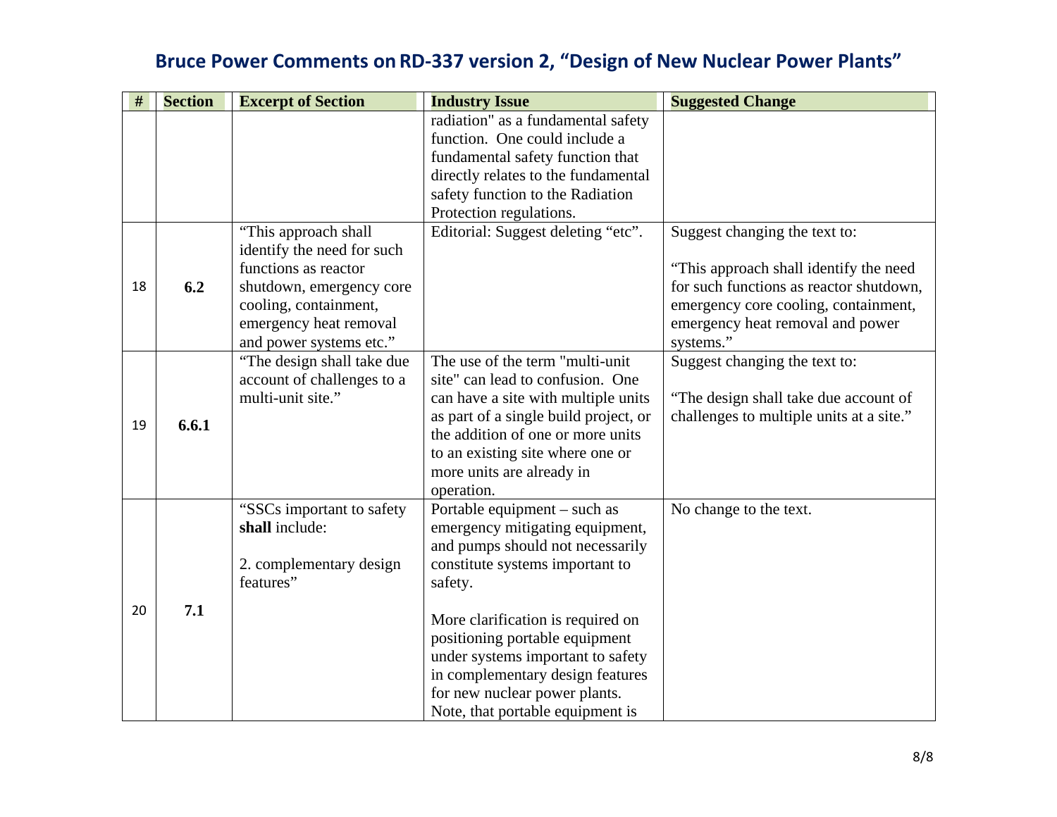# Bruce Power Comments on RD-337 version 2, "Design of New Nuclear Power Plants"

| # | Section | Excerpt of Section | Industry Issue | Suggested Change |
|---|---|---|---|---|
| | | | radiation" as a fundamental safety function. One could include a fundamental safety function that directly relates to the fundamental safety function to the Radiation Protection regulations. | |
| 18 | **6.2** | "This approach shall identify the need for such functions as reactor shutdown, emergency core cooling, containment, emergency heat removal and power systems etc." | Editorial: Suggest deleting "etc". | Suggest changing the text to:<br><br>"This approach shall identify the need for such functions as reactor shutdown, emergency core cooling, containment, emergency heat removal and power systems." |
| 19 | **6.6.1** | "The design shall take due account of challenges to a multi-unit site." | The use of the term "multi-unit site" can lead to confusion. One can have a site with multiple units as part of a single build project, or the addition of one or more units to an existing site where one or more units are already in operation. | Suggest changing the text to:<br><br>"The design shall take due account of challenges to multiple units at a site." |
| 20 | **7.1** | "SSCs important to safety **shall** include:<br><br>2. complementary design features" | Portable equipment – such as emergency mitigating equipment, and pumps should not necessarily constitute systems important to safety.<br><br>More clarification is required on positioning portable equipment under systems important to safety in complementary design features for new nuclear power plants. Note, that portable equipment is | No change to the text. |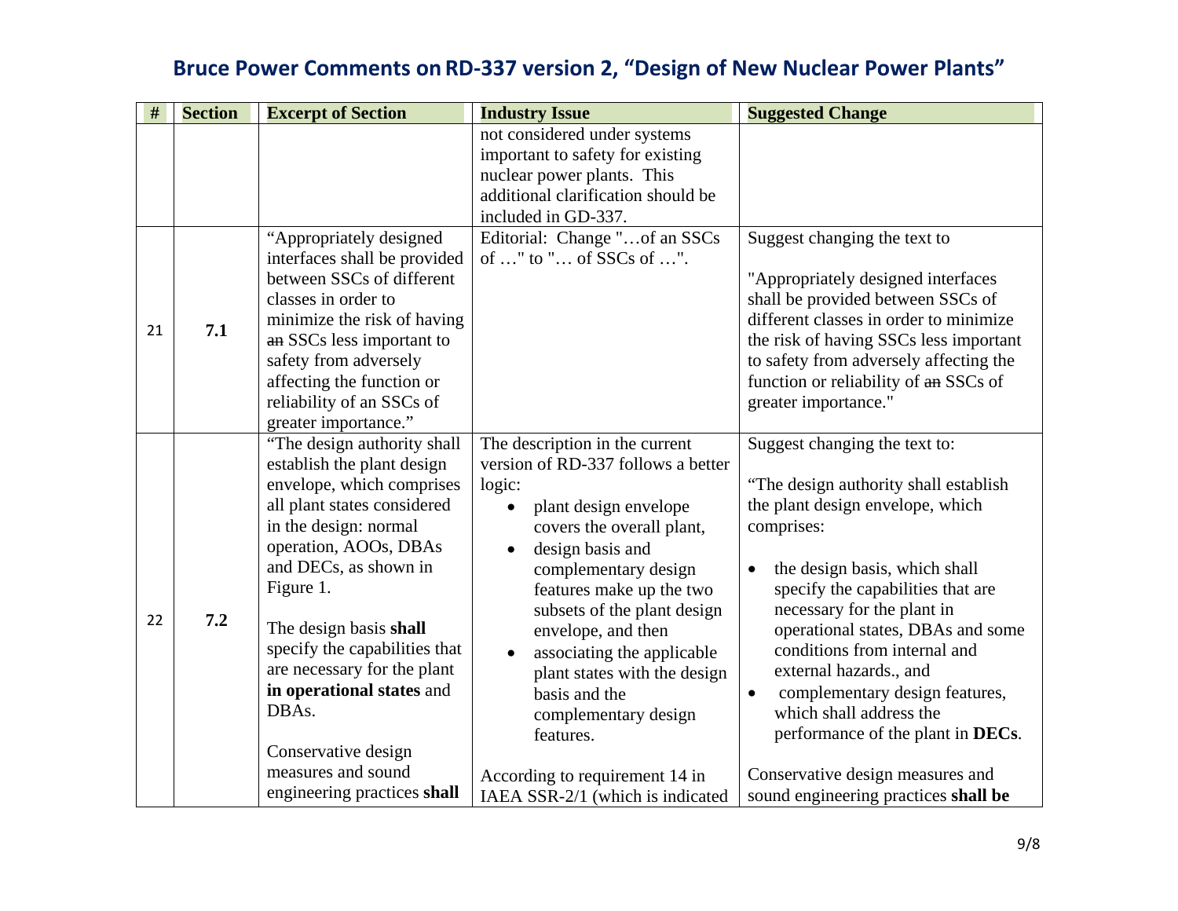# Bruce Power Comments on RD-337 version 2, "Design of New Nuclear Power Plants"

| # | Section | Excerpt of Section | Industry Issue | Suggested Change |
|---|---|---|---|---|
| | | | not considered under systems important to safety for existing nuclear power plants. This additional clarification should be included in GD-337. | |
| 21 | **7.1** | "Appropriately designed interfaces shall be provided between SSCs of different classes in order to minimize the risk of having ~~an~~ SSCs less important to safety from adversely affecting the function or reliability of an SSCs of greater importance." | Editorial: Change "…of an SSCs of …" to "… of SSCs of …". | Suggest changing the text to<br><br>"Appropriately designed interfaces shall be provided between SSCs of different classes in order to minimize the risk of having SSCs less important to safety from adversely affecting the function or reliability of ~~an~~ SSCs of greater importance." |
| 22 | **7.2** | "The design authority shall establish the plant design envelope, which comprises all plant states considered in the design: normal operation, AOOs, DBAs and DECs, as shown in Figure 1.<br><br>The design basis **shall** specify the capabilities that are necessary for the plant **in operational states** and DBAs.<br><br>Conservative design measures and sound engineering practices **shall** | The description in the current version of RD-337 follows a better logic:<br>• plant design envelope covers the overall plant,<br>• design basis and complementary design features make up the two subsets of the plant design envelope, and then<br>• associating the applicable plant states with the design basis and the complementary design features.<br><br>According to requirement 14 in IAEA SSR-2/1 (which is indicated | Suggest changing the text to:<br><br>"The design authority shall establish the plant design envelope, which comprises:<br><br>• the design basis, which shall specify the capabilities that are necessary for the plant in operational states, DBAs and some conditions from internal and external hazards., and<br>• complementary design features, which shall address the performance of the plant in **DECs**.<br><br>Conservative design measures and sound engineering practices **shall be** |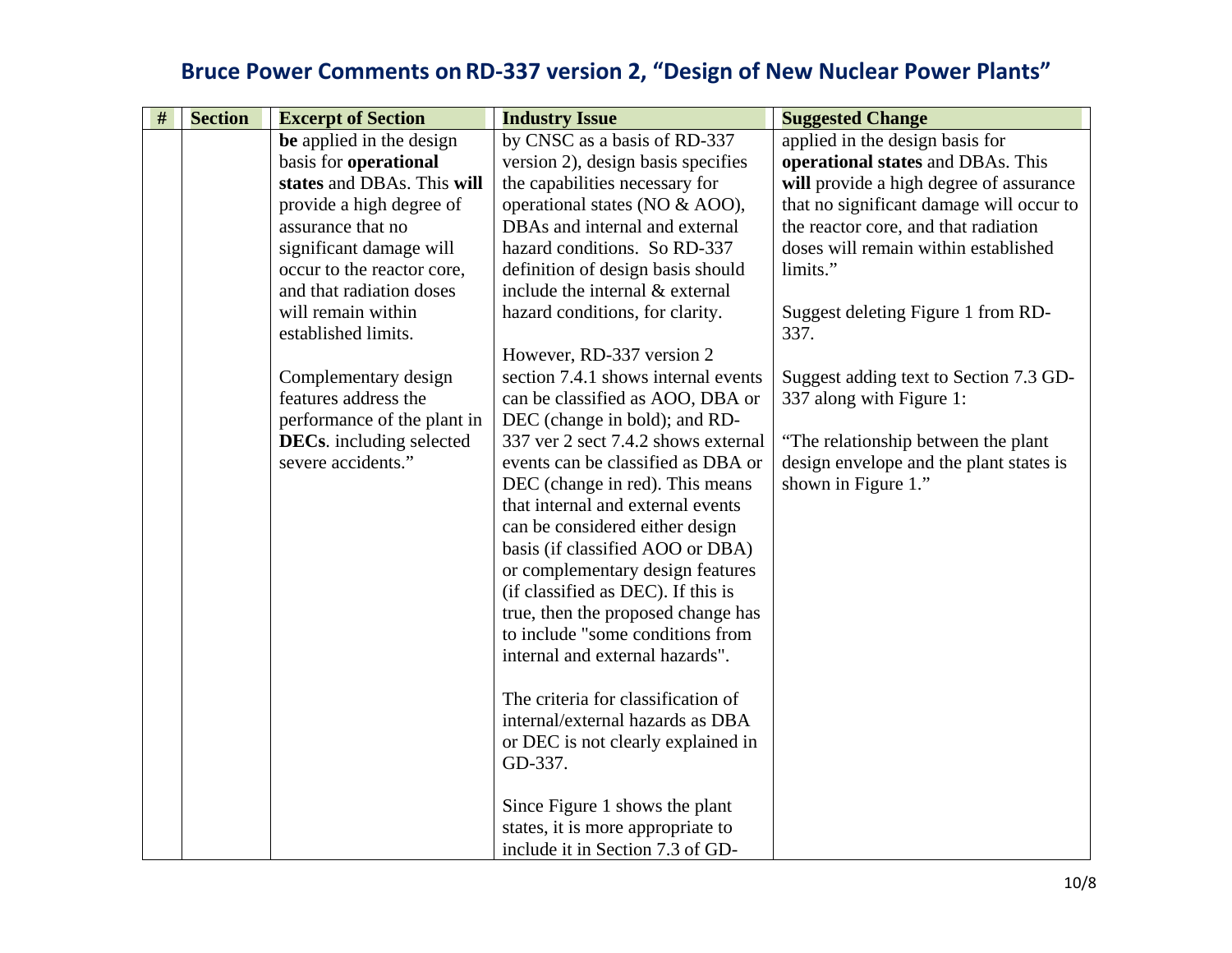# Bruce Power Comments on RD-337 version 2, "Design of New Nuclear Power Plants"

| # | Section | Excerpt of Section | Industry Issue | Suggested Change |
|---|---|---|---|---|
| | | **be** applied in the design basis for **operational states** and DBAs. This **will** provide a high degree of assurance that no significant damage will occur to the reactor core, and that radiation doses will remain within established limits.<br><br>Complementary design features address the performance of the plant in **DECs**. including selected severe accidents." | by CNSC as a basis of RD-337 version 2), design basis specifies the capabilities necessary for operational states (NO & AOO), DBAs and internal and external hazard conditions. So RD-337 definition of design basis should include the internal & external hazard conditions, for clarity.<br><br>However, RD-337 version 2 section 7.4.1 shows internal events can be classified as AOO, DBA or DEC (change in bold); and RD-337 ver 2 sect 7.4.2 shows external events can be classified as DBA or DEC (change in red). This means that internal and external events can be considered either design basis (if classified AOO or DBA) or complementary design features (if classified as DEC). If this is true, then the proposed change has to include "some conditions from internal and external hazards".<br><br>The criteria for classification of internal/external hazards as DBA or DEC is not clearly explained in GD-337.<br><br>Since Figure 1 shows the plant states, it is more appropriate to include it in Section 7.3 of GD- | applied in the design basis for **operational states** and DBAs. This **will** provide a high degree of assurance that no significant damage will occur to the reactor core, and that radiation doses will remain within established limits."<br><br>Suggest deleting Figure 1 from RD-337.<br><br>Suggest adding text to Section 7.3 GD-337 along with Figure 1:<br><br>"The relationship between the plant design envelope and the plant states is shown in Figure 1." |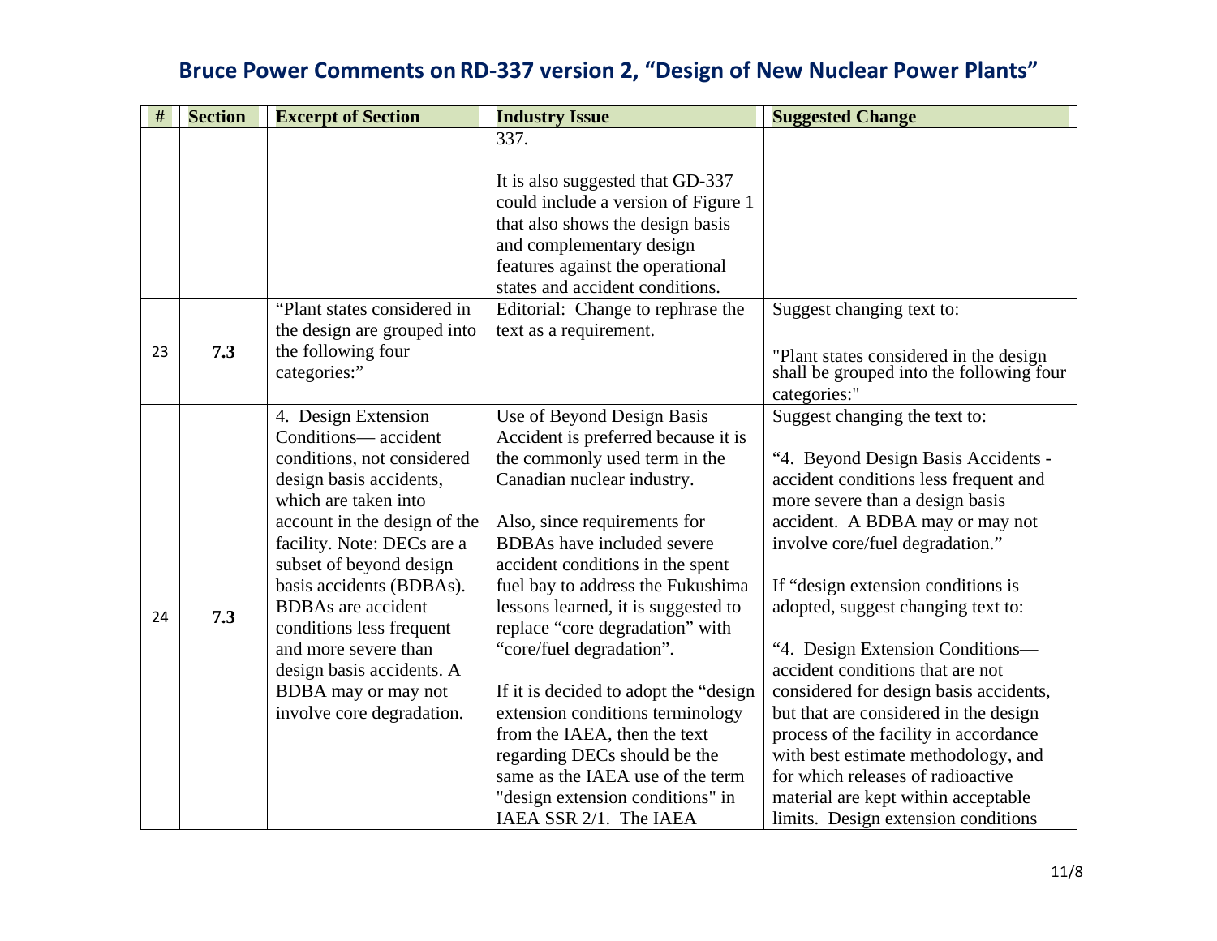## Bruce Power Comments on RD-337 version 2, "Design of New Nuclear Power Plants"

| # | Section | Excerpt of Section | Industry Issue | Suggested Change |
|---|---|---|---|---|
| | | | 337.<br><br>It is also suggested that GD-337 could include a version of Figure 1 that also shows the design basis and complementary design features against the operational states and accident conditions. | |
| 23 | **7.3** | "Plant states considered in the design are grouped into the following four categories:" | Editorial: Change to rephrase the text as a requirement. | Suggest changing text to:<br><br>"Plant states considered in the design shall be grouped into the following four categories:" |
| 24 | **7.3** | 4. Design Extension Conditions— accident conditions, not considered design basis accidents, which are taken into account in the design of the facility. Note: DECs are a subset of beyond design basis accidents (BDBAs). BDBAs are accident conditions less frequent and more severe than design basis accidents. A BDBA may or may not involve core degradation. | Use of Beyond Design Basis Accident is preferred because it is the commonly used term in the Canadian nuclear industry.<br><br>Also, since requirements for BDBAs have included severe accident conditions in the spent fuel bay to address the Fukushima lessons learned, it is suggested to replace "core degradation" with "core/fuel degradation".<br><br>If it is decided to adopt the "design extension conditions terminology from the IAEA, then the text regarding DECs should be the same as the IAEA use of the term "design extension conditions" in IAEA SSR 2/1. The IAEA | Suggest changing the text to:<br><br>"4. Beyond Design Basis Accidents - accident conditions less frequent and more severe than a design basis accident. A BDBA may or may not involve core/fuel degradation."<br><br>If "design extension conditions is adopted, suggest changing text to:<br><br>"4. Design Extension Conditions— accident conditions that are not considered for design basis accidents, but that are considered in the design process of the facility in accordance with best estimate methodology, and for which releases of radioactive material are kept within acceptable limits. Design extension conditions |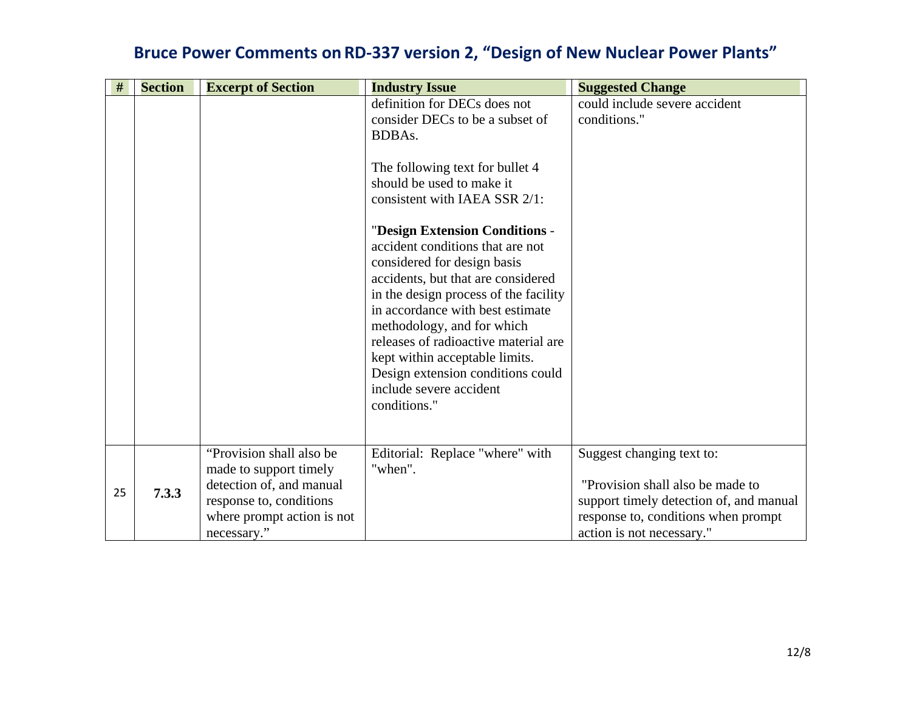# Bruce Power Comments on RD-337 version 2, "Design of New Nuclear Power Plants"

| # | Section | Excerpt of Section | Industry Issue | Suggested Change |
|---|---|---|---|---|
| | | | definition for DECs does not consider DECs to be a subset of BDBAs.<br><br>The following text for bullet 4 should be used to make it consistent with IAEA SSR 2/1:<br><br>"**Design Extension Conditions** - accident conditions that are not considered for design basis accidents, but that are considered in the design process of the facility in accordance with best estimate methodology, and for which releases of radioactive material are kept within acceptable limits. Design extension conditions could include severe accident conditions." | could include severe accident conditions." |
| 25 | **7.3.3** | "Provision shall also be made to support timely detection of, and manual response to, conditions where prompt action is not necessary." | Editorial: Replace "where" with "when". | Suggest changing text to:<br><br>"Provision shall also be made to support timely detection of, and manual response to, conditions when prompt action is not necessary." |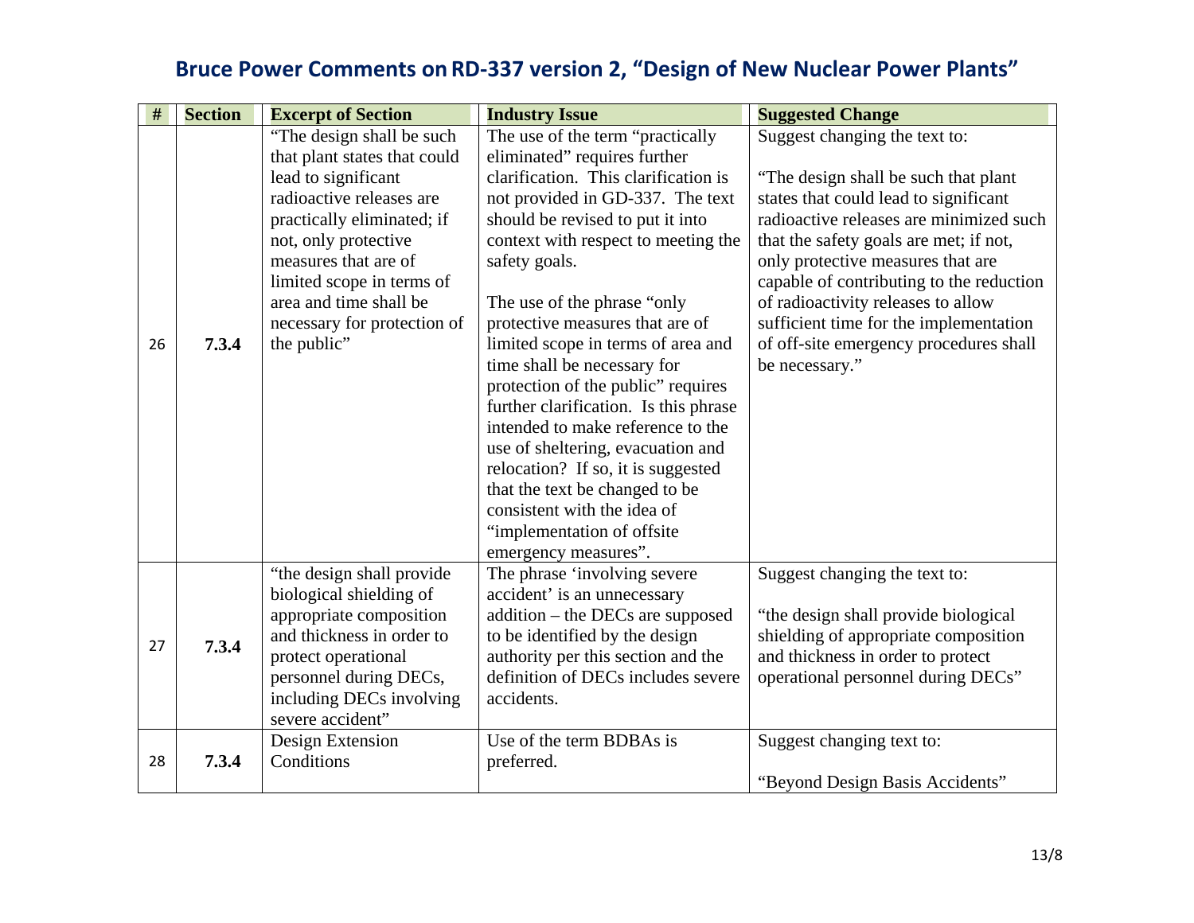# Bruce Power Comments on RD-337 version 2, "Design of New Nuclear Power Plants"

| # | Section | Excerpt of Section | Industry Issue | Suggested Change |
|---|---|---|---|---|
| 26 | **7.3.4** | "The design shall be such that plant states that could lead to significant radioactive releases are practically eliminated; if not, only protective measures that are of limited scope in terms of area and time shall be necessary for protection of the public" | The use of the term "practically eliminated" requires further clarification. This clarification is not provided in GD-337. The text should be revised to put it into context with respect to meeting the safety goals.<br><br>The use of the phrase "only protective measures that are of limited scope in terms of area and time shall be necessary for protection of the public" requires further clarification. Is this phrase intended to make reference to the use of sheltering, evacuation and relocation? If so, it is suggested that the text be changed to be consistent with the idea of "implementation of offsite emergency measures". | Suggest changing the text to:<br><br>"The design shall be such that plant states that could lead to significant radioactive releases are minimized such that the safety goals are met; if not, only protective measures that are capable of contributing to the reduction of radioactivity releases to allow sufficient time for the implementation of off-site emergency procedures shall be necessary." |
| 27 | **7.3.4** | "the design shall provide biological shielding of appropriate composition and thickness in order to protect operational personnel during DECs, including DECs involving severe accident" | The phrase 'involving severe accident' is an unnecessary addition – the DECs are supposed to be identified by the design authority per this section and the definition of DECs includes severe accidents. | Suggest changing the text to:<br><br>"the design shall provide biological shielding of appropriate composition and thickness in order to protect operational personnel during DECs" |
| 28 | **7.3.4** | Design Extension Conditions | Use of the term BDBAs is preferred. | Suggest changing text to:<br><br>"Beyond Design Basis Accidents" |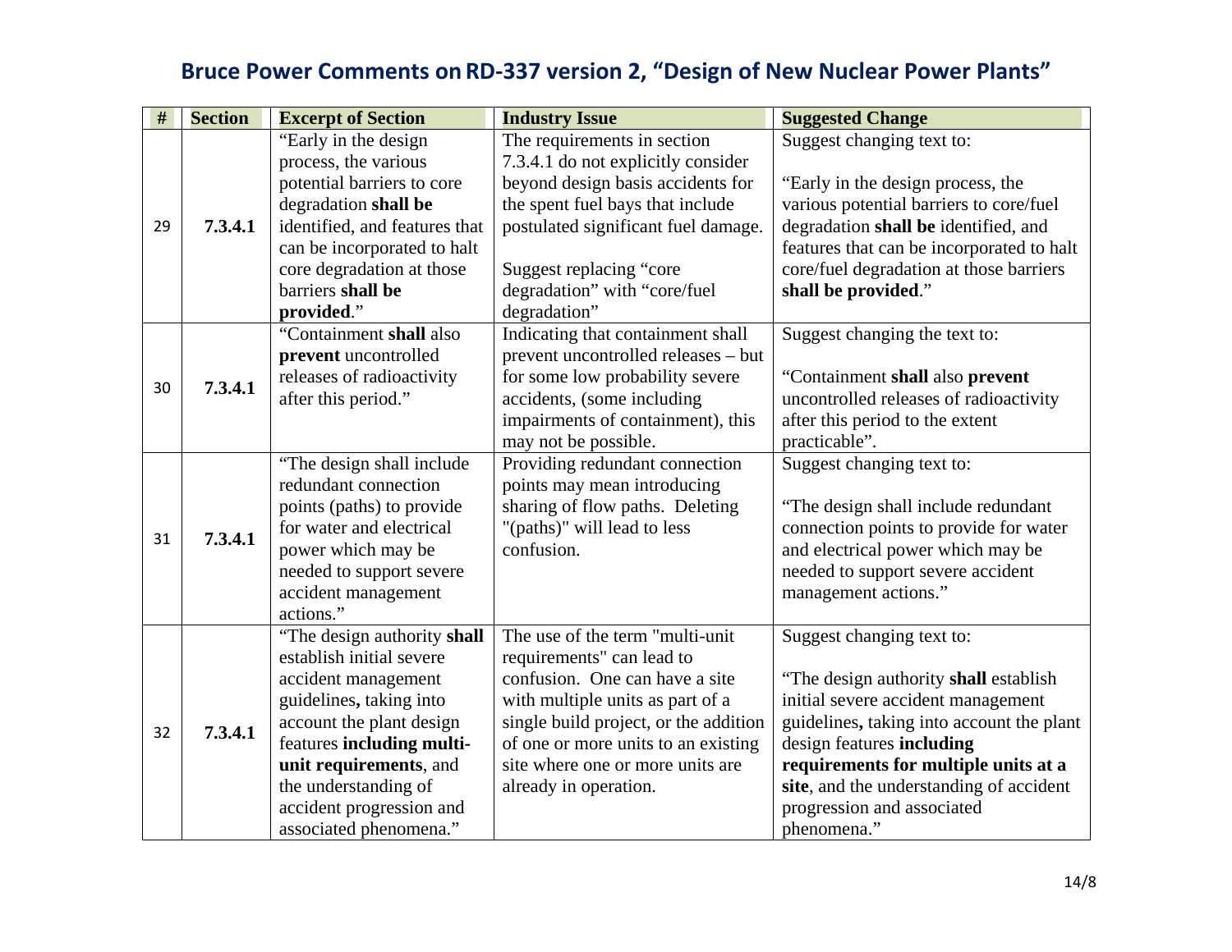## Bruce Power Comments on RD-337 version 2, "Design of New Nuclear Power Plants"

| # | Section | Excerpt of Section | Industry Issue | Suggested Change |
|---|---|---|---|---|
| 29 | **7.3.4.1** | "Early in the design process, the various potential barriers to core degradation **shall be** identified, and features that can be incorporated to halt core degradation at those barriers **shall be provided**." | The requirements in section 7.3.4.1 do not explicitly consider beyond design basis accidents for the spent fuel bays that include postulated significant fuel damage. <br><br> Suggest replacing "core degradation" with "core/fuel degradation" | Suggest changing text to: <br><br> "Early in the design process, the various potential barriers to core/fuel degradation **shall be** identified, and features that can be incorporated to halt core/fuel degradation at those barriers **shall be provided**." |
| 30 | **7.3.4.1** | "Containment **shall** also **prevent** uncontrolled releases of radioactivity after this period." | Indicating that containment shall prevent uncontrolled releases – but for some low probability severe accidents, (some including impairments of containment), this may not be possible. | Suggest changing the text to: <br><br> "Containment **shall** also **prevent** uncontrolled releases of radioactivity after this period to the extent practicable". |
| 31 | **7.3.4.1** | "The design shall include redundant connection points (paths) to provide for water and electrical power which may be needed to support severe accident management actions." | Providing redundant connection points may mean introducing sharing of flow paths. Deleting "(paths)" will lead to less confusion. | Suggest changing text to: <br><br> "The design shall include redundant connection points to provide for water and electrical power which may be needed to support severe accident management actions." |
| 32 | **7.3.4.1** | "The design authority **shall** establish initial severe accident management guidelines**,** taking into account the plant design features **including multi-unit requirements**, and the understanding of accident progression and associated phenomena." | The use of the term "multi-unit requirements" can lead to confusion. One can have a site with multiple units as part of a single build project, or the addition of one or more units to an existing site where one or more units are already in operation. | Suggest changing text to: <br><br> "The design authority **shall** establish initial severe accident management guidelines**,** taking into account the plant design features **including requirements for multiple units at a site**, and the understanding of accident progression and associated phenomena." |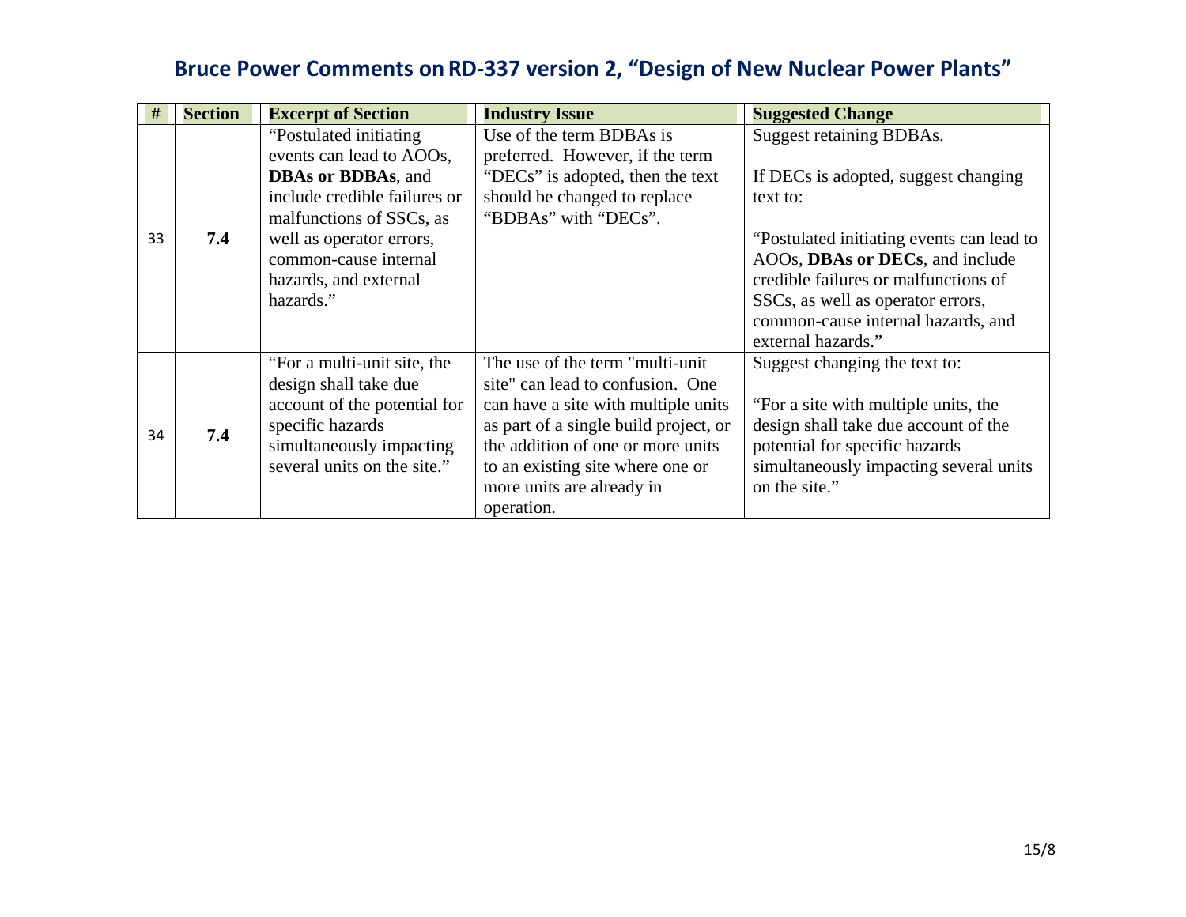## Bruce Power Comments on RD-337 version 2, "Design of New Nuclear Power Plants"

| # | Section | Excerpt of Section | Industry Issue | Suggested Change |
|---|---|---|---|---|
| 33 | 7.4 | "Postulated initiating events can lead to AOOs, **DBAs or BDBAs**, and include credible failures or malfunctions of SSCs, as well as operator errors, common-cause internal hazards, and external hazards." | Use of the term BDBAs is preferred. However, if the term "DECs" is adopted, then the text should be changed to replace "BDBAs" with "DECs". | Suggest retaining BDBAs.<br><br>If DECs is adopted, suggest changing text to:<br><br>"Postulated initiating events can lead to AOOs, **DBAs or DECs**, and include credible failures or malfunctions of SSCs, as well as operator errors, common-cause internal hazards, and external hazards." |
| 34 | 7.4 | "For a multi-unit site, the design shall take due account of the potential for specific hazards simultaneously impacting several units on the site." | The use of the term "multi-unit site" can lead to confusion. One can have a site with multiple units as part of a single build project, or the addition of one or more units to an existing site where one or more units are already in operation. | Suggest changing the text to:<br><br>"For a site with multiple units, the design shall take due account of the potential for specific hazards simultaneously impacting several units on the site." |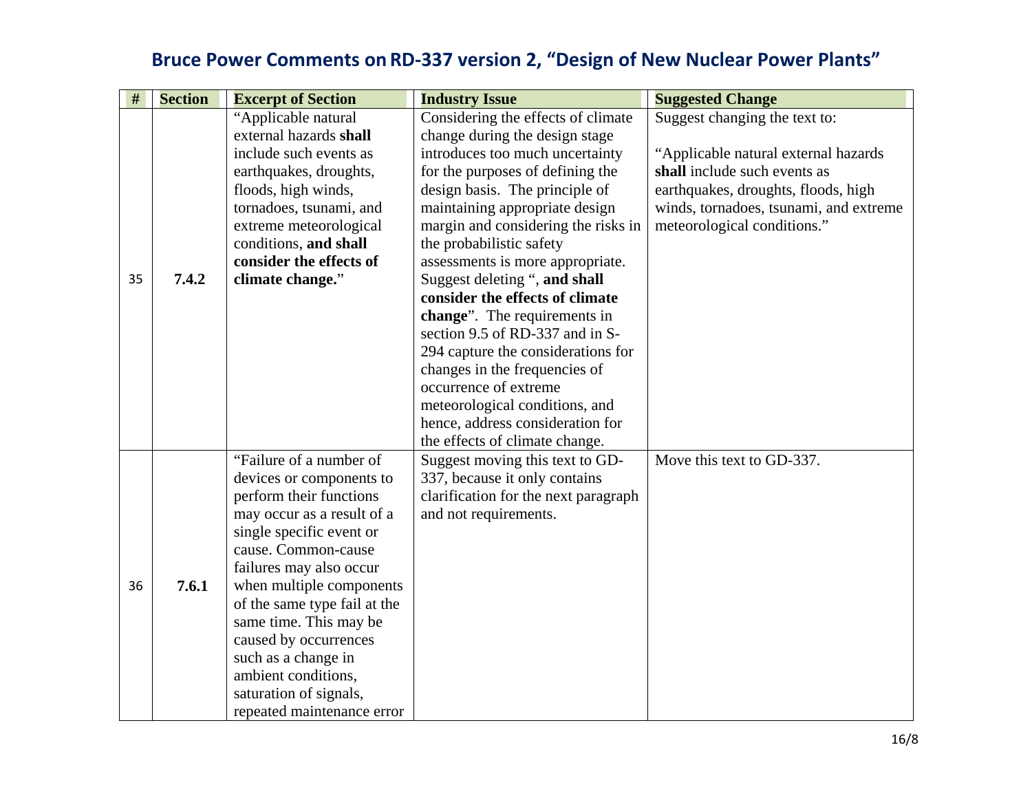## Bruce Power Comments on RD-337 version 2, "Design of New Nuclear Power Plants"

| # | Section | Excerpt of Section | Industry Issue | Suggested Change |
|---|---|---|---|---|
| 35 | **7.4.2** | "Applicable natural external hazards **shall** include such events as earthquakes, droughts, floods, high winds, tornadoes, tsunami, and extreme meteorological conditions, **and shall consider the effects of climate change.**" | Considering the effects of climate change during the design stage introduces too much uncertainty for the purposes of defining the design basis. The principle of maintaining appropriate design margin and considering the risks in the probabilistic safety assessments is more appropriate. Suggest deleting "**, and shall consider the effects of climate change**". The requirements in section 9.5 of RD-337 and in S-294 capture the considerations for changes in the frequencies of occurrence of extreme meteorological conditions, and hence, address consideration for the effects of climate change. | Suggest changing the text to:<br><br>"Applicable natural external hazards **shall** include such events as earthquakes, droughts, floods, high winds, tornadoes, tsunami, and extreme meteorological conditions." |
| 36 | **7.6.1** | "Failure of a number of devices or components to perform their functions may occur as a result of a single specific event or cause. Common-cause failures may also occur when multiple components of the same type fail at the same time. This may be caused by occurrences such as a change in ambient conditions, saturation of signals, repeated maintenance error | Suggest moving this text to GD-337, because it only contains clarification for the next paragraph and not requirements. | Move this text to GD-337. |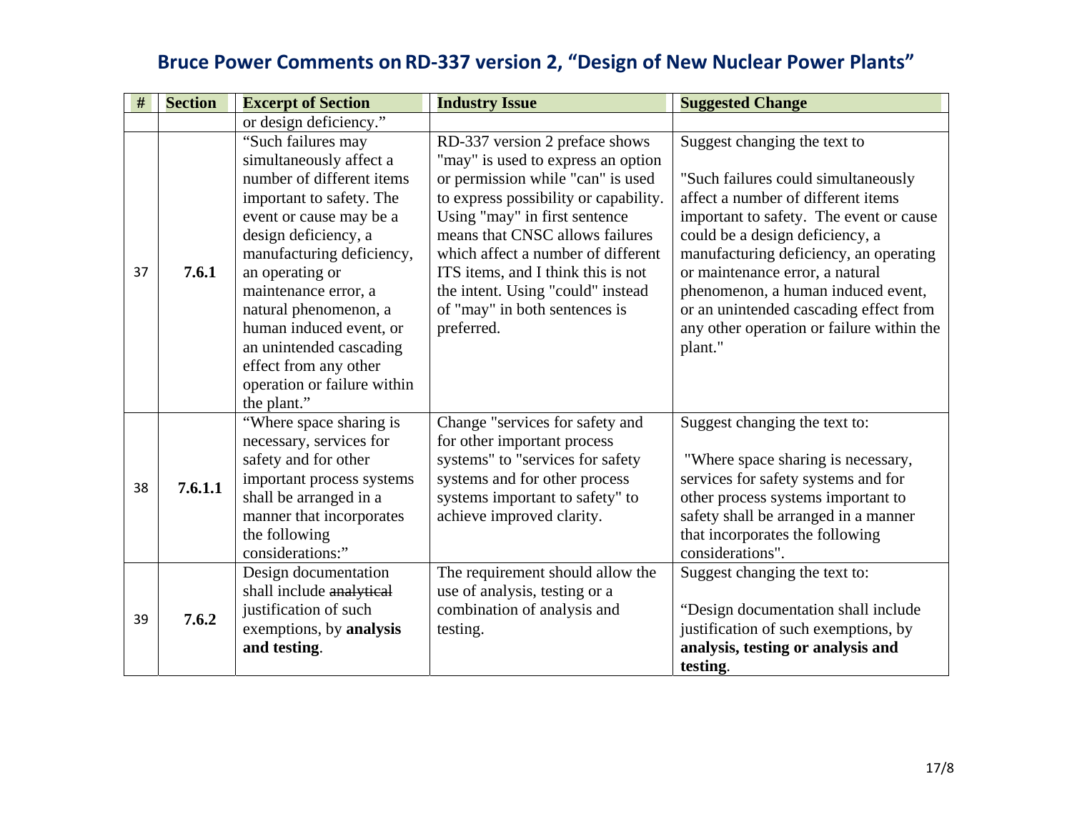# Bruce Power Comments on RD-337 version 2, "Design of New Nuclear Power Plants"

| # | Section | Excerpt of Section | Industry Issue | Suggested Change |
|---|---|---|---|---|
| | | or design deficiency." | | |
| 37 | **7.6.1** | "Such failures may simultaneously affect a number of different items important to safety. The event or cause may be a design deficiency, a manufacturing deficiency, an operating or maintenance error, a natural phenomenon, a human induced event, or an unintended cascading effect from any other operation or failure within the plant." | RD-337 version 2 preface shows "may" is used to express an option or permission while "can" is used to express possibility or capability. Using "may" in first sentence means that CNSC allows failures which affect a number of different ITS items, and I think this is not the intent. Using "could" instead of "may" in both sentences is preferred. | Suggest changing the text to<br><br>"Such failures could simultaneously affect a number of different items important to safety. The event or cause could be a design deficiency, a manufacturing deficiency, an operating or maintenance error, a natural phenomenon, a human induced event, or an unintended cascading effect from any other operation or failure within the plant." |
| 38 | **7.6.1.1** | "Where space sharing is necessary, services for safety and for other important process systems shall be arranged in a manner that incorporates the following considerations:" | Change "services for safety and for other important process systems" to "services for safety systems and for other process systems important to safety" to achieve improved clarity. | Suggest changing the text to:<br><br>"Where space sharing is necessary, services for safety systems and for other process systems important to safety shall be arranged in a manner that incorporates the following considerations". |
| 39 | **7.6.2** | Design documentation shall include ~~analytical~~ justification of such exemptions, by **analysis and testing**. | The requirement should allow the use of analysis, testing or a combination of analysis and testing. | Suggest changing the text to:<br><br>"Design documentation shall include justification of such exemptions, by **analysis, testing or analysis and testing**. |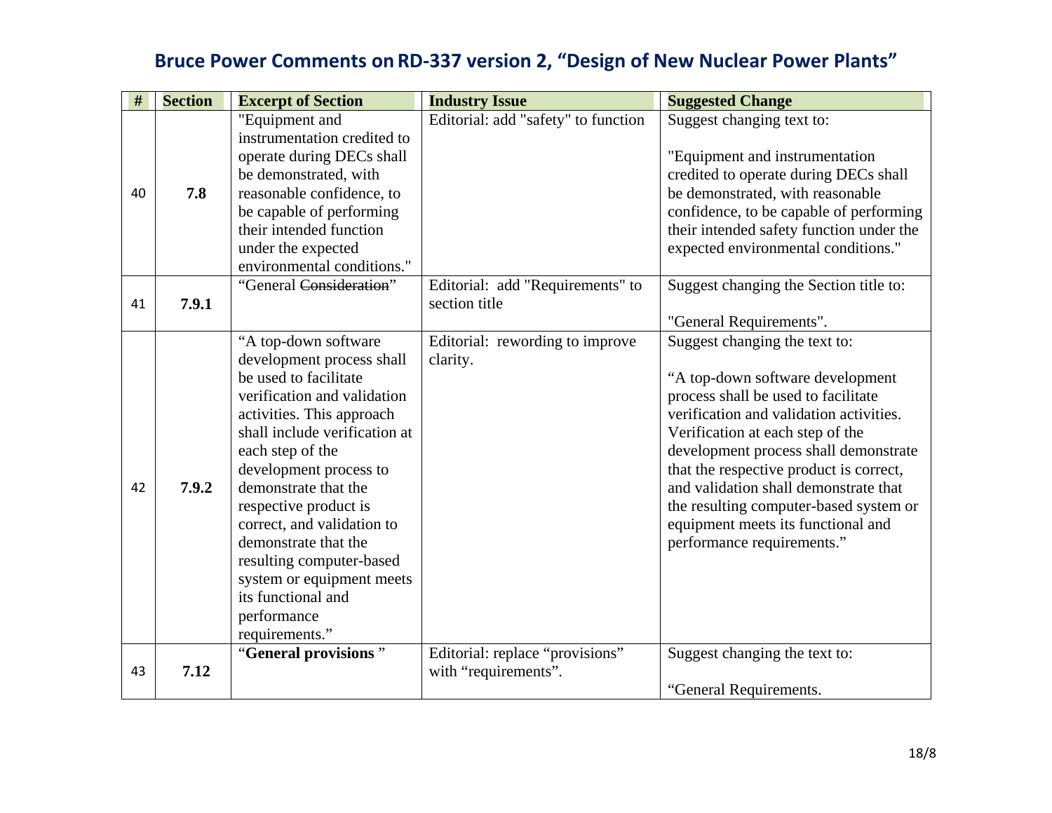## Bruce Power Comments on RD-337 version 2, "Design of New Nuclear Power Plants"

| # | Section | Excerpt of Section | Industry Issue | Suggested Change |
|---|---|---|---|---|
| 40 | **7.8** | "Equipment and instrumentation credited to operate during DECs shall be demonstrated, with reasonable confidence, to be capable of performing their intended function under the expected environmental conditions." | Editorial: add "safety" to function | Suggest changing text to: "Equipment and instrumentation credited to operate during DECs shall be demonstrated, with reasonable confidence, to be capable of performing their intended safety function under the expected environmental conditions." |
| 41 | **7.9.1** | "General ~~Consideration~~" | Editorial: add "Requirements" to section title | Suggest changing the Section title to: "General Requirements". |
| 42 | **7.9.2** | "A top-down software development process shall be used to facilitate verification and validation activities. This approach shall include verification at each step of the development process to demonstrate that the respective product is correct, and validation to demonstrate that the resulting computer-based system or equipment meets its functional and performance requirements." | Editorial: rewording to improve clarity. | Suggest changing the text to: "A top-down software development process shall be used to facilitate verification and validation activities. Verification at each step of the development process shall demonstrate that the respective product is correct, and validation shall demonstrate that the resulting computer-based system or equipment meets its functional and performance requirements." |
| 43 | **7.12** | "**General provisions** " | Editorial: replace "provisions" with "requirements". | Suggest changing the text to: "General Requirements. |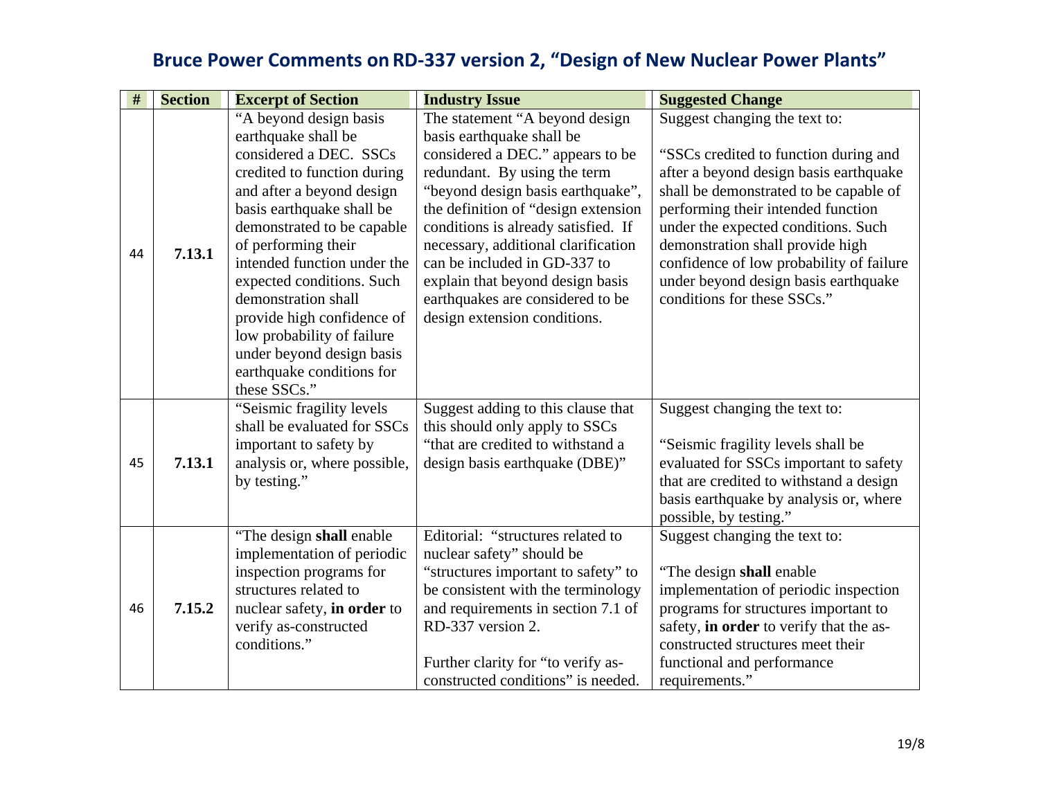## Bruce Power Comments on RD-337 version 2, "Design of New Nuclear Power Plants"

| # | Section | Excerpt of Section | Industry Issue | Suggested Change |
|---|---|---|---|---|
| 44 | **7.13.1** | "A beyond design basis earthquake shall be considered a DEC. SSCs credited to function during and after a beyond design basis earthquake shall be demonstrated to be capable of performing their intended function under the expected conditions. Such demonstration shall provide high confidence of low probability of failure under beyond design basis earthquake conditions for these SSCs." | The statement "A beyond design basis earthquake shall be considered a DEC." appears to be redundant. By using the term "beyond design basis earthquake", the definition of "design extension conditions is already satisfied. If necessary, additional clarification can be included in GD-337 to explain that beyond design basis earthquakes are considered to be design extension conditions. | Suggest changing the text to:<br><br>"SSCs credited to function during and after a beyond design basis earthquake shall be demonstrated to be capable of performing their intended function under the expected conditions. Such demonstration shall provide high confidence of low probability of failure under beyond design basis earthquake conditions for these SSCs." |
| 45 | **7.13.1** | "Seismic fragility levels shall be evaluated for SSCs important to safety by analysis or, where possible, by testing." | Suggest adding to this clause that this should only apply to SSCs "that are credited to withstand a design basis earthquake (DBE)" | Suggest changing the text to:<br><br>"Seismic fragility levels shall be evaluated for SSCs important to safety that are credited to withstand a design basis earthquake by analysis or, where possible, by testing." |
| 46 | **7.15.2** | "The design **shall** enable implementation of periodic inspection programs for structures related to nuclear safety, **in order** to verify as-constructed conditions." | Editorial: "structures related to nuclear safety" should be "structures important to safety" to be consistent with the terminology and requirements in section 7.1 of RD-337 version 2.<br><br>Further clarity for "to verify as-constructed conditions" is needed. | Suggest changing the text to:<br><br>"The design **shall** enable implementation of periodic inspection programs for structures important to safety, **in order** to verify that the as-constructed structures meet their functional and performance requirements." |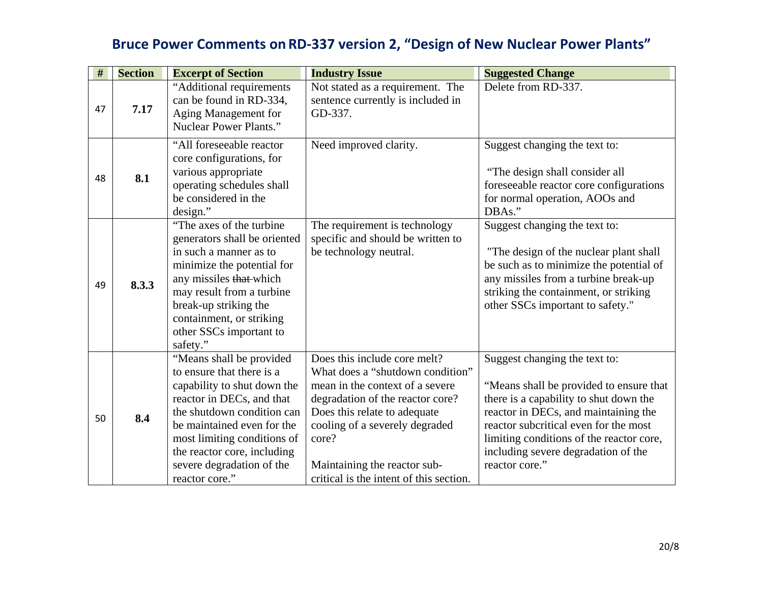## Bruce Power Comments on RD-337 version 2, "Design of New Nuclear Power Plants"

| # | Section | Excerpt of Section | Industry Issue | Suggested Change |
|---|---|---|---|---|
| 47 | **7.17** | "Additional requirements can be found in RD-334, Aging Management for Nuclear Power Plants." | Not stated as a requirement. The sentence currently is included in GD-337. | Delete from RD-337. |
| 48 | **8.1** | "All foreseeable reactor core configurations, for various appropriate operating schedules shall be considered in the design." | Need improved clarity. | Suggest changing the text to:<br><br>"The design shall consider all foreseeable reactor core configurations for normal operation, AOOs and DBAs." |
| 49 | **8.3.3** | "The axes of the turbine generators shall be oriented in such a manner as to minimize the potential for any missiles ~~that~~ which may result from a turbine break-up striking the containment, or striking other SSCs important to safety." | The requirement is technology specific and should be written to be technology neutral. | Suggest changing the text to:<br><br>"The design of the nuclear plant shall be such as to minimize the potential of any missiles from a turbine break-up striking the containment, or striking other SSCs important to safety." |
| 50 | **8.4** | "Means shall be provided to ensure that there is a capability to shut down the reactor in DECs, and that the shutdown condition can be maintained even for the most limiting conditions of the reactor core, including severe degradation of the reactor core." | Does this include core melt? What does a "shutdown condition" mean in the context of a severe degradation of the reactor core? Does this relate to adequate cooling of a severely degraded core?<br><br>Maintaining the reactor sub-critical is the intent of this section. | Suggest changing the text to:<br><br>"Means shall be provided to ensure that there is a capability to shut down the reactor in DECs, and maintaining the reactor subcritical even for the most limiting conditions of the reactor core, including severe degradation of the reactor core." |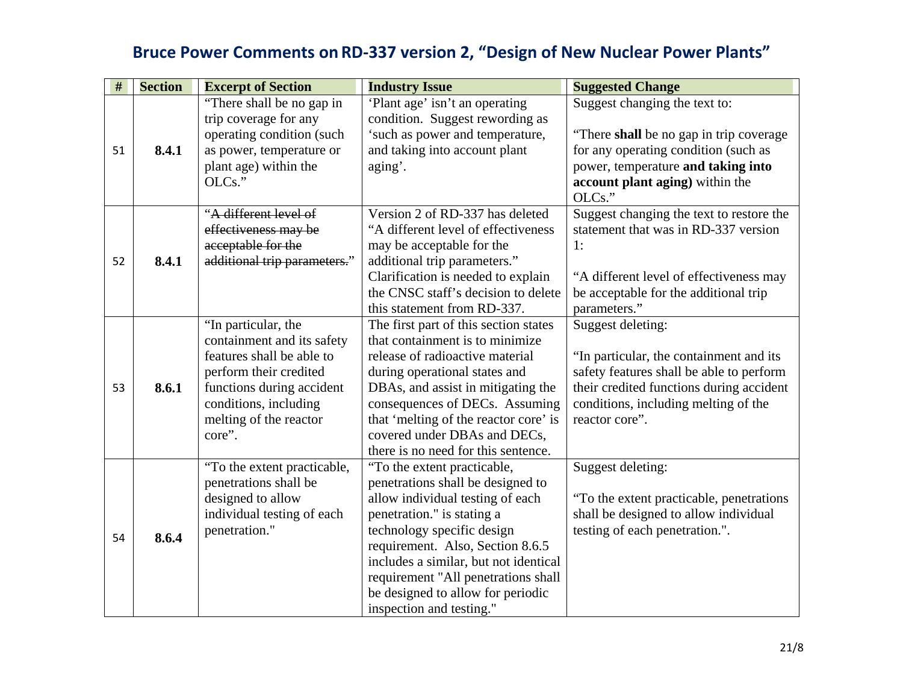## Bruce Power Comments on RD-337 version 2, "Design of New Nuclear Power Plants"

| # | Section | Excerpt of Section | Industry Issue | Suggested Change |
|---|---|---|---|---|
| 51 | **8.4.1** | "There shall be no gap in trip coverage for any operating condition (such as power, temperature or plant age) within the OLCs." | 'Plant age' isn't an operating condition. Suggest rewording as 'such as power and temperature, and taking into account plant aging'. | Suggest changing the text to:<br><br>"There **shall** be no gap in trip coverage for any operating condition (such as power, temperature **and taking into account plant aging)** within the OLCs." |
| 52 | **8.4.1** | "~~A different level of effectiveness may be acceptable for the additional trip parameters.~~" | Version 2 of RD-337 has deleted "A different level of effectiveness may be acceptable for the additional trip parameters." Clarification is needed to explain the CNSC staff's decision to delete this statement from RD-337. | Suggest changing the text to restore the statement that was in RD-337 version 1:<br><br>"A different level of effectiveness may be acceptable for the additional trip parameters." |
| 53 | **8.6.1** | "In particular, the containment and its safety features shall be able to perform their credited functions during accident conditions, including melting of the reactor core". | The first part of this section states that containment is to minimize release of radioactive material during operational states and DBAs, and assist in mitigating the consequences of DECs. Assuming that 'melting of the reactor core' is covered under DBAs and DECs, there is no need for this sentence. | Suggest deleting:<br><br>"In particular, the containment and its safety features shall be able to perform their credited functions during accident conditions, including melting of the reactor core". |
| 54 | **8.6.4** | "To the extent practicable, penetrations shall be designed to allow individual testing of each penetration." | "To the extent practicable, penetrations shall be designed to allow individual testing of each penetration." is stating a technology specific design requirement. Also, Section 8.6.5 includes a similar, but not identical requirement "All penetrations shall be designed to allow for periodic inspection and testing." | Suggest deleting:<br><br>"To the extent practicable, penetrations shall be designed to allow individual testing of each penetration.". |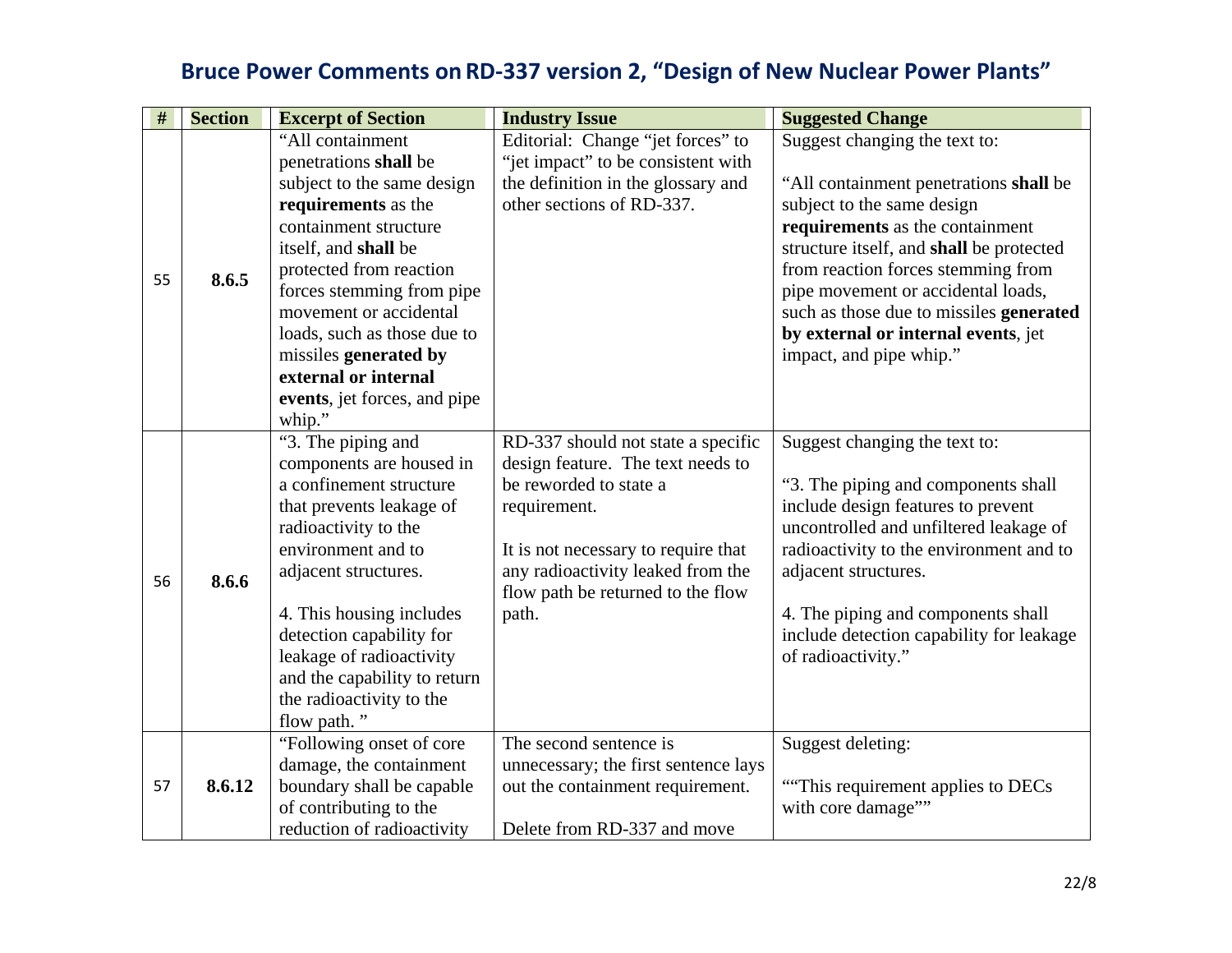## Bruce Power Comments on RD-337 version 2, "Design of New Nuclear Power Plants"

| # | Section | Excerpt of Section | Industry Issue | Suggested Change |
|---|---|---|---|---|
| 55 | **8.6.5** | "All containment penetrations **shall** be subject to the same design **requirements** as the containment structure itself, and **shall** be protected from reaction forces stemming from pipe movement or accidental loads, such as those due to missiles **generated by external or internal events**, jet forces, and pipe whip." | Editorial: Change "jet forces" to "jet impact" to be consistent with the definition in the glossary and other sections of RD-337. | Suggest changing the text to:<br><br>"All containment penetrations **shall** be subject to the same design **requirements** as the containment structure itself, and **shall** be protected from reaction forces stemming from pipe movement or accidental loads, such as those due to missiles **generated by external or internal events**, jet impact, and pipe whip." |
| 56 | **8.6.6** | "3. The piping and components are housed in a confinement structure that prevents leakage of radioactivity to the environment and to adjacent structures.<br><br>4. This housing includes detection capability for leakage of radioactivity and the capability to return the radioactivity to the flow path. " | RD-337 should not state a specific design feature. The text needs to be reworded to state a requirement.<br><br>It is not necessary to require that any radioactivity leaked from the flow path be returned to the flow path. | Suggest changing the text to:<br><br>"3. The piping and components shall include design features to prevent uncontrolled and unfiltered leakage of radioactivity to the environment and to adjacent structures.<br><br>4. The piping and components shall include detection capability for leakage of radioactivity." |
| 57 | **8.6.12** | "Following onset of core damage, the containment boundary shall be capable of contributing to the reduction of radioactivity | The second sentence is unnecessary; the first sentence lays out the containment requirement.<br><br>Delete from RD-337 and move | Suggest deleting:<br><br>""This requirement applies to DECs with core damage"" |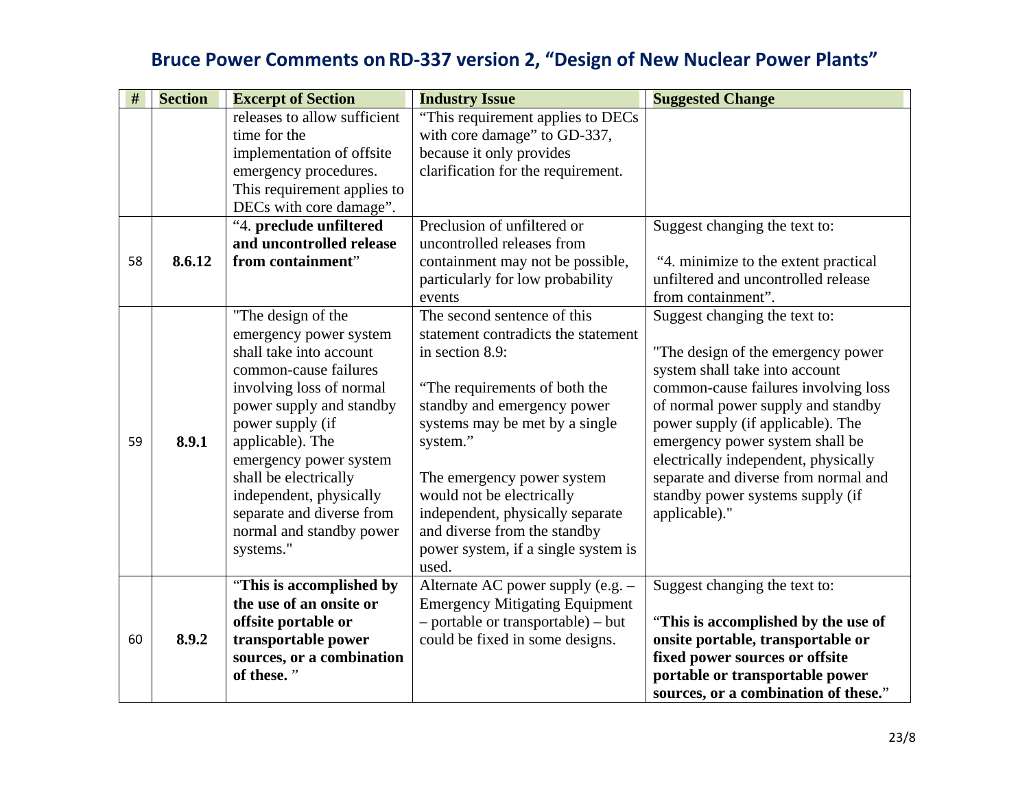## Bruce Power Comments on RD-337 version 2, "Design of New Nuclear Power Plants"

| # | Section | Excerpt of Section | Industry Issue | Suggested Change |
|---|---|---|---|---|
| | | releases to allow sufficient time for the implementation of offsite emergency procedures. This requirement applies to DECs with core damage". | "This requirement applies to DECs with core damage" to GD-337, because it only provides clarification for the requirement. | |
| 58 | **8.6.12** | "4. **preclude unfiltered and uncontrolled release from containment**" | Preclusion of unfiltered or uncontrolled releases from containment may not be possible, particularly for low probability events | Suggest changing the text to: "4. minimize to the extent practical unfiltered and uncontrolled release from containment". |
| 59 | **8.9.1** | "The design of the emergency power system shall take into account common-cause failures involving loss of normal power supply and standby power supply (if applicable). The emergency power system shall be electrically independent, physically separate and diverse from normal and standby power systems." | The second sentence of this statement contradicts the statement in section 8.9: "The requirements of both the standby and emergency power systems may be met by a single system." The emergency power system would not be electrically independent, physically separate and diverse from the standby power system, if a single system is used. | Suggest changing the text to: "The design of the emergency power system shall take into account common-cause failures involving loss of normal power supply and standby power supply (if applicable). The emergency power system shall be electrically independent, physically separate and diverse from normal and standby power systems supply (if applicable)." |
| 60 | **8.9.2** | "**This is accomplished by the use of an onsite or offsite portable or transportable power sources, or a combination of these.** " | Alternate AC power supply (e.g. – Emergency Mitigating Equipment – portable or transportable) – but could be fixed in some designs. | Suggest changing the text to: "**This is accomplished by the use of onsite portable, transportable or fixed power sources or offsite portable or transportable power sources, or a combination of these.**" |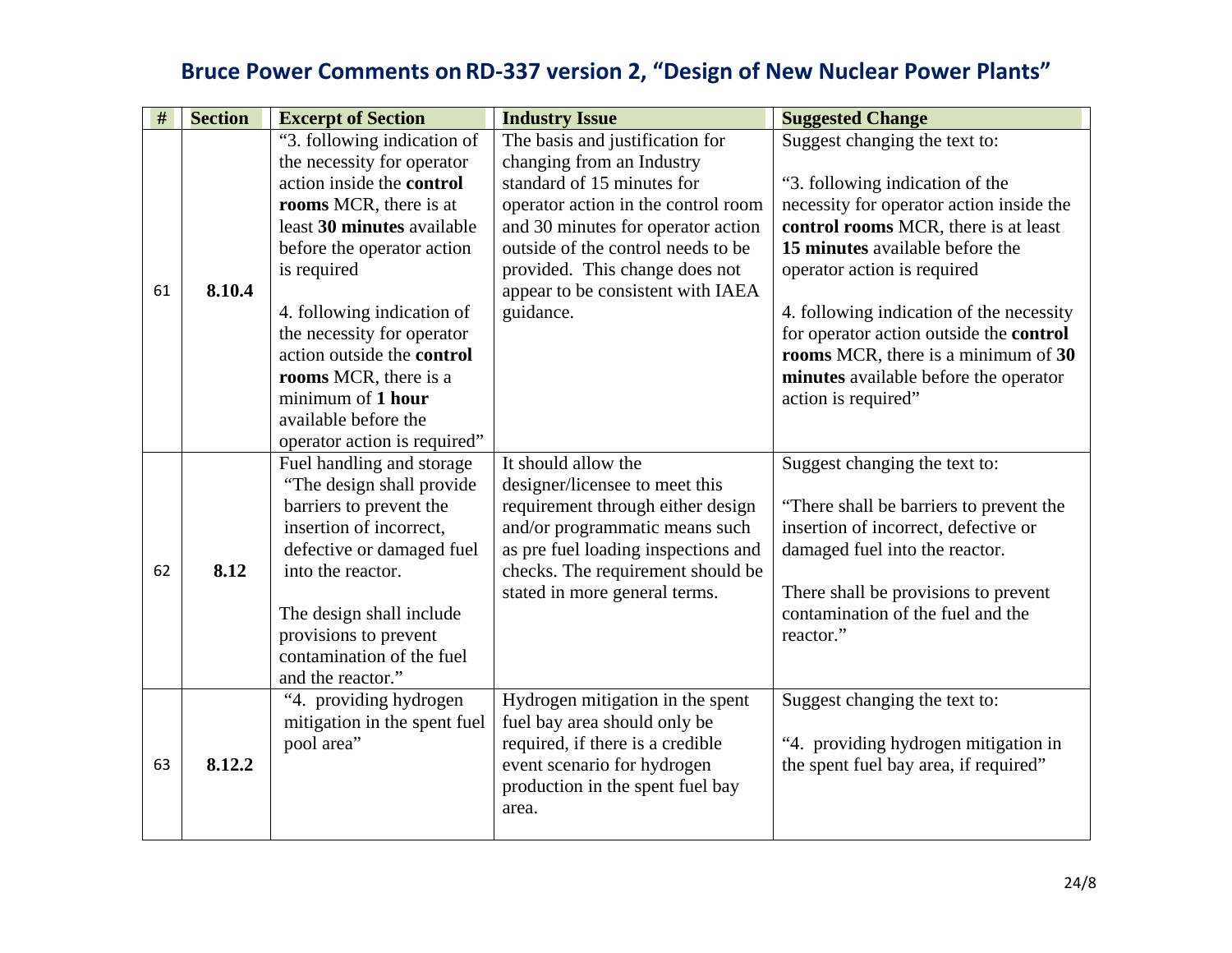# Bruce Power Comments on RD-337 version 2, "Design of New Nuclear Power Plants"

| # | Section | Excerpt of Section | Industry Issue | Suggested Change |
|---|---|---|---|---|
| 61 | **8.10.4** | "3. following indication of the necessity for operator action inside the **control rooms** MCR, there is at least **30 minutes** available before the operator action is required<br><br>4. following indication of the necessity for operator action outside the **control rooms** MCR, there is a minimum of **1 hour** available before the operator action is required" | The basis and justification for changing from an Industry standard of 15 minutes for operator action in the control room and 30 minutes for operator action outside of the control needs to be provided. This change does not appear to be consistent with IAEA guidance. | Suggest changing the text to:<br><br>"3. following indication of the necessity for operator action inside the **control rooms** MCR, there is at least **15 minutes** available before the operator action is required<br><br>4. following indication of the necessity for operator action outside the **control rooms** MCR, there is a minimum of **30 minutes** available before the operator action is required" |
| 62 | **8.12** | Fuel handling and storage "The design shall provide barriers to prevent the insertion of incorrect, defective or damaged fuel into the reactor.<br><br>The design shall include provisions to prevent contamination of the fuel and the reactor." | It should allow the designer/licensee to meet this requirement through either design and/or programmatic means such as pre fuel loading inspections and checks. The requirement should be stated in more general terms. | Suggest changing the text to:<br><br>"There shall be barriers to prevent the insertion of incorrect, defective or damaged fuel into the reactor.<br><br>There shall be provisions to prevent contamination of the fuel and the reactor." |
| 63 | **8.12.2** | "4. providing hydrogen mitigation in the spent fuel pool area" | Hydrogen mitigation in the spent fuel bay area should only be required, if there is a credible event scenario for hydrogen production in the spent fuel bay area. | Suggest changing the text to:<br><br>"4. providing hydrogen mitigation in the spent fuel bay area, if required" |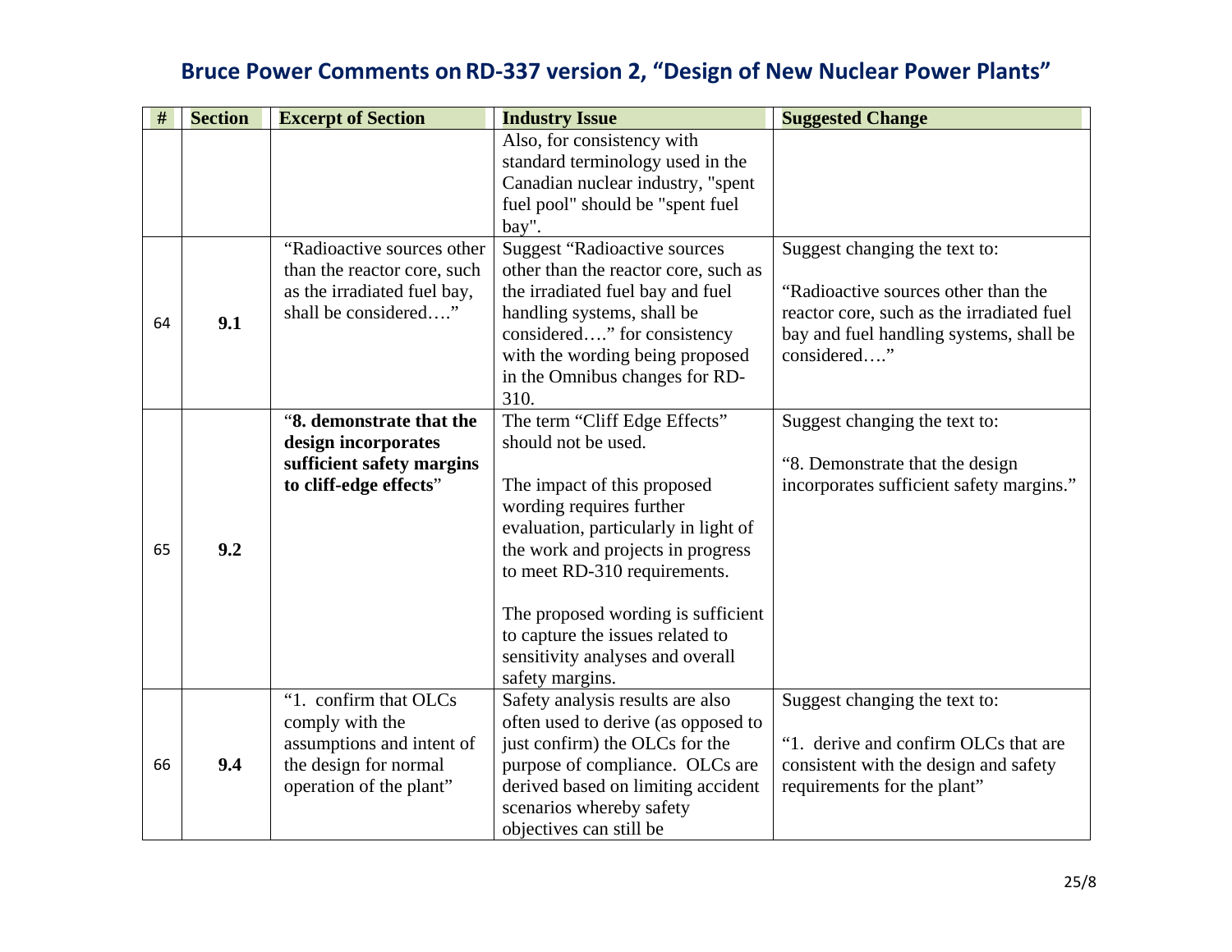## Bruce Power Comments on RD-337 version 2, "Design of New Nuclear Power Plants"

| # | Section | Excerpt of Section | Industry Issue | Suggested Change |
|---|---|---|---|---|
| | | | Also, for consistency with standard terminology used in the Canadian nuclear industry, "spent fuel pool" should be "spent fuel bay". | |
| 64 | **9.1** | "Radioactive sources other than the reactor core, such as the irradiated fuel bay, shall be considered…." | Suggest "Radioactive sources other than the reactor core, such as the irradiated fuel bay and fuel handling systems, shall be considered…." for consistency with the wording being proposed in the Omnibus changes for RD-310. | Suggest changing the text to:<br><br>"Radioactive sources other than the reactor core, such as the irradiated fuel bay and fuel handling systems, shall be considered…." |
| 65 | **9.2** | "**8. demonstrate that the design incorporates sufficient safety margins to cliff-edge effects**" | The term "Cliff Edge Effects" should not be used.<br><br>The impact of this proposed wording requires further evaluation, particularly in light of the work and projects in progress to meet RD-310 requirements.<br><br>The proposed wording is sufficient to capture the issues related to sensitivity analyses and overall safety margins. | Suggest changing the text to:<br><br>"8. Demonstrate that the design incorporates sufficient safety margins." |
| 66 | **9.4** | "1. confirm that OLCs comply with the assumptions and intent of the design for normal operation of the plant" | Safety analysis results are also often used to derive (as opposed to just confirm) the OLCs for the purpose of compliance. OLCs are derived based on limiting accident scenarios whereby safety objectives can still be | Suggest changing the text to:<br><br>"1. derive and confirm OLCs that are consistent with the design and safety requirements for the plant" |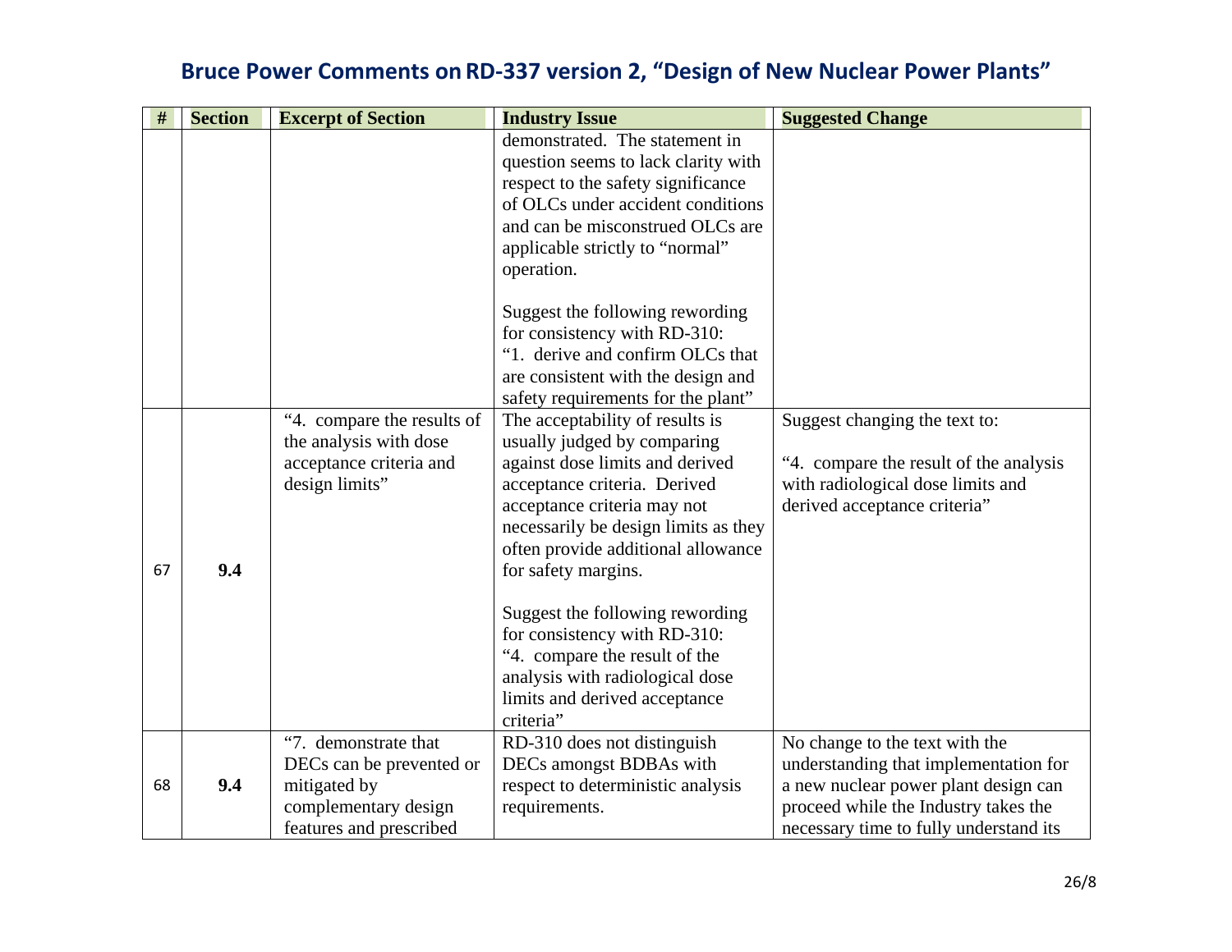## Bruce Power Comments on RD-337 version 2, "Design of New Nuclear Power Plants"

| # | Section | Excerpt of Section | Industry Issue | Suggested Change |
|---|---|---|---|---|
| | | | demonstrated. The statement in question seems to lack clarity with respect to the safety significance of OLCs under accident conditions and can be misconstrued OLCs are applicable strictly to "normal" operation.<br><br>Suggest the following rewording for consistency with RD-310:<br>"1. derive and confirm OLCs that are consistent with the design and safety requirements for the plant" | |
| 67 | **9.4** | "4. compare the results of the analysis with dose acceptance criteria and design limits" | The acceptability of results is usually judged by comparing against dose limits and derived acceptance criteria. Derived acceptance criteria may not necessarily be design limits as they often provide additional allowance for safety margins.<br><br>Suggest the following rewording for consistency with RD-310:<br>"4. compare the result of the analysis with radiological dose limits and derived acceptance criteria" | Suggest changing the text to:<br><br>"4. compare the result of the analysis with radiological dose limits and derived acceptance criteria" |
| 68 | **9.4** | "7. demonstrate that DECs can be prevented or mitigated by complementary design features and prescribed | RD-310 does not distinguish DECs amongst BDBAs with respect to deterministic analysis requirements. | No change to the text with the understanding that implementation for a new nuclear power plant design can proceed while the Industry takes the necessary time to fully understand its |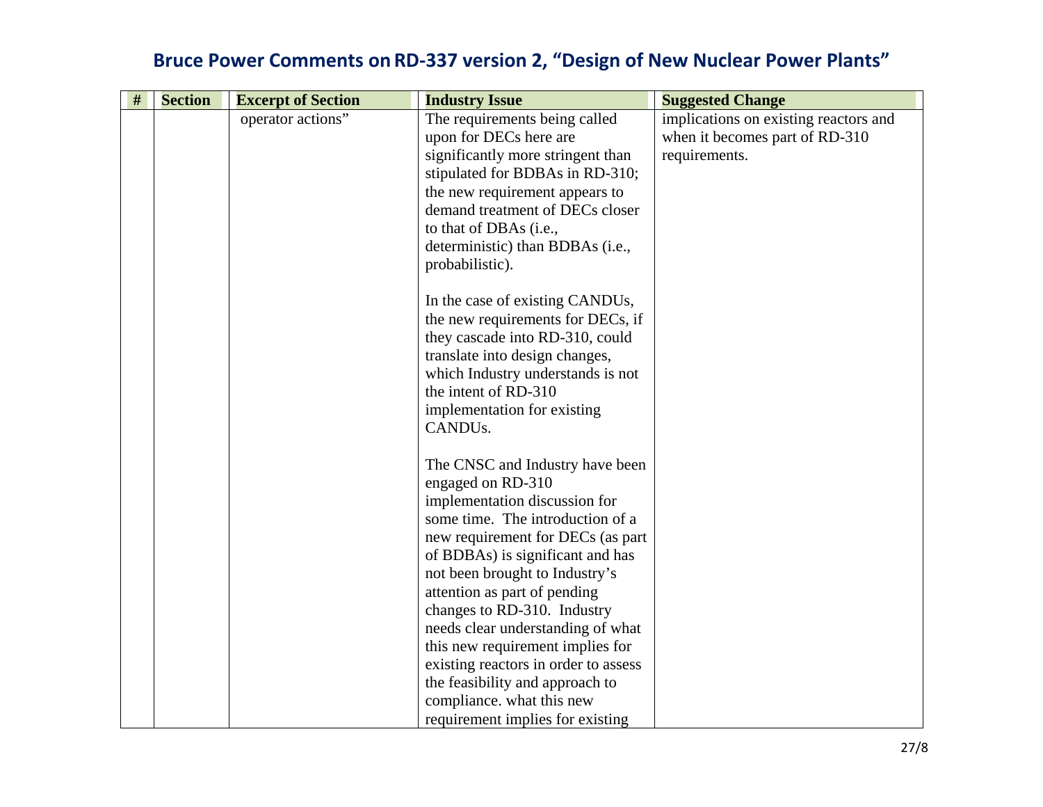## Bruce Power Comments on RD-337 version 2, "Design of New Nuclear Power Plants"

| # | Section | Excerpt of Section | Industry Issue | Suggested Change |
|---|---|---|---|---|
| | | operator actions" | The requirements being called upon for DECs here are significantly more stringent than stipulated for BDBAs in RD-310; the new requirement appears to demand treatment of DECs closer to that of DBAs (i.e., deterministic) than BDBAs (i.e., probabilistic).<br><br>In the case of existing CANDUs, the new requirements for DECs, if they cascade into RD-310, could translate into design changes, which Industry understands is not the intent of RD-310 implementation for existing CANDUs.<br><br>The CNSC and Industry have been engaged on RD-310 implementation discussion for some time. The introduction of a new requirement for DECs (as part of BDBAs) is significant and has not been brought to Industry's attention as part of pending changes to RD-310. Industry needs clear understanding of what this new requirement implies for existing reactors in order to assess the feasibility and approach to compliance. what this new requirement implies for existing | implications on existing reactors and when it becomes part of RD-310 requirements. |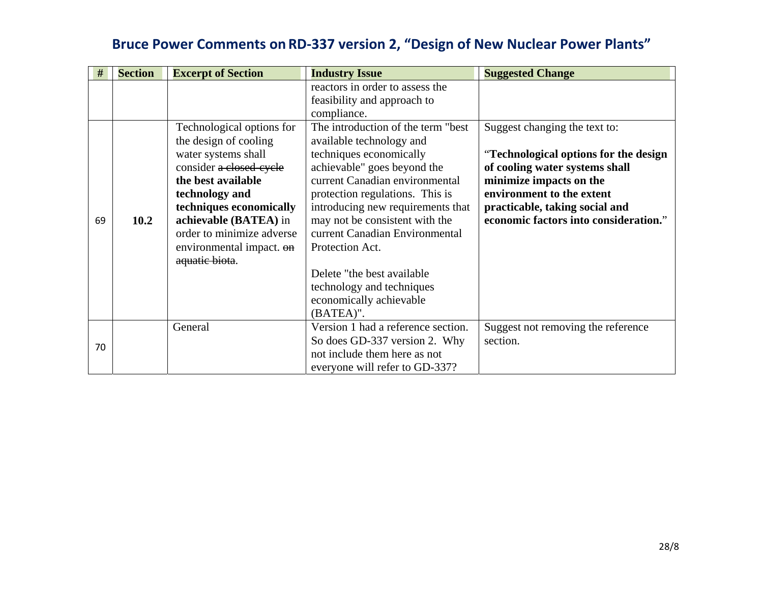## Bruce Power Comments on RD-337 version 2, "Design of New Nuclear Power Plants"

| # | Section | Excerpt of Section | Industry Issue | Suggested Change |
|---|---|---|---|---|
| | | | reactors in order to assess the feasibility and approach to compliance. | |
| 69 | **10.2** | Technological options for the design of cooling water systems shall consider ~~a closed-cycle~~ **the best available technology and techniques economically achievable (BATEA)** in order to minimize adverse environmental impact. ~~on aquatic biota~~. | The introduction of the term "best available technology and techniques economically achievable" goes beyond the current Canadian environmental protection regulations. This is introducing new requirements that may not be consistent with the current Canadian Environmental Protection Act.<br><br>Delete "the best available technology and techniques economically achievable (BATEA)". | Suggest changing the text to:<br><br>"**Technological options for the design of cooling water systems shall minimize impacts on the environment to the extent practicable, taking social and economic factors into consideration.**" |
| 70 | | General | Version 1 had a reference section. So does GD-337 version 2. Why not include them here as not everyone will refer to GD-337? | Suggest not removing the reference section. |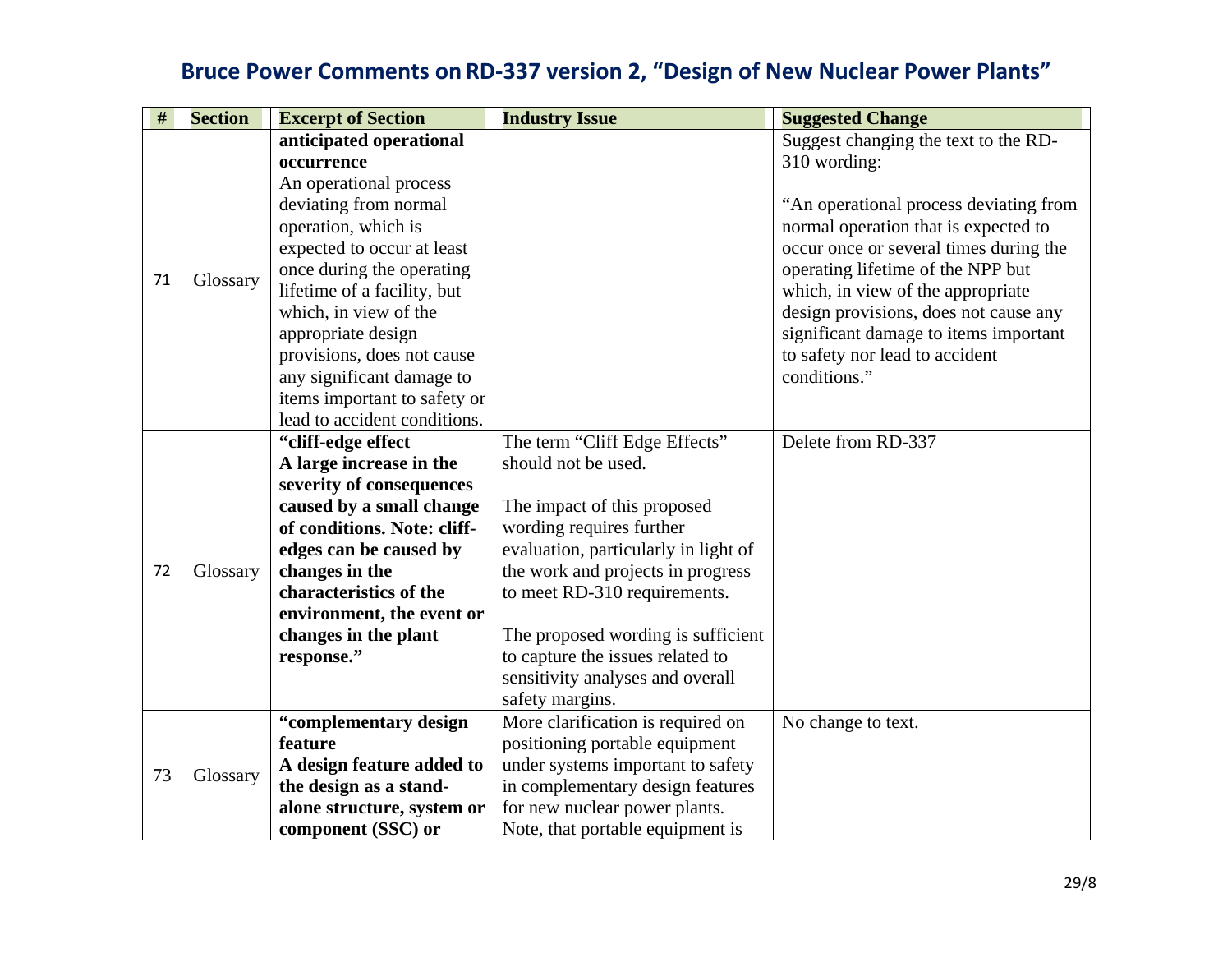# Bruce Power Comments on RD-337 version 2, "Design of New Nuclear Power Plants"

| # | Section | Excerpt of Section | Industry Issue | Suggested Change |
|---|---|---|---|---|
| 71 | Glossary | **anticipated operational occurrence** An operational process deviating from normal operation, which is expected to occur at least once during the operating lifetime of a facility, but which, in view of the appropriate design provisions, does not cause any significant damage to items important to safety or lead to accident conditions. | | Suggest changing the text to the RD-310 wording: "An operational process deviating from normal operation that is expected to occur once or several times during the operating lifetime of the NPP but which, in view of the appropriate design provisions, does not cause any significant damage to items important to safety nor lead to accident conditions." |
| 72 | Glossary | **"cliff-edge effect A large increase in the severity of consequences caused by a small change of conditions. Note: cliff-edges can be caused by changes in the characteristics of the environment, the event or changes in the plant response."** | The term "Cliff Edge Effects" should not be used. The impact of this proposed wording requires further evaluation, particularly in light of the work and projects in progress to meet RD-310 requirements. The proposed wording is sufficient to capture the issues related to sensitivity analyses and overall safety margins. | Delete from RD-337 |
| 73 | Glossary | **"complementary design feature A design feature added to the design as a stand-alone structure, system or component (SSC) or** | More clarification is required on positioning portable equipment under systems important to safety in complementary design features for new nuclear power plants. Note, that portable equipment is | No change to text. |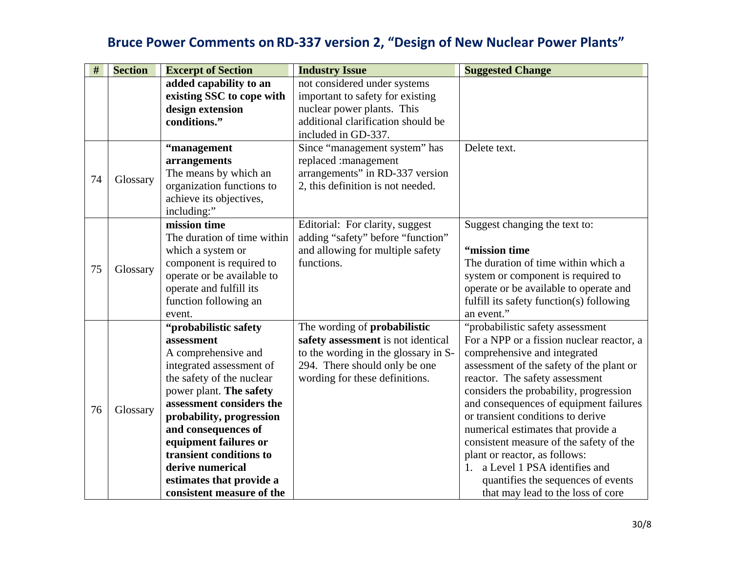# Bruce Power Comments on RD-337 version 2, "Design of New Nuclear Power Plants"

| # | Section | Excerpt of Section | Industry Issue | Suggested Change |
|---|---|---|---|---|
| | | **added capability to an existing SSC to cope with design extension conditions."** | not considered under systems important to safety for existing nuclear power plants. This additional clarification should be included in GD-337. | |
| 74 | Glossary | **"management arrangements** The means by which an organization functions to achieve its objectives, including:" | Since "management system" has replaced :management arrangements" in RD-337 version 2, this definition is not needed. | Delete text. |
| 75 | Glossary | **mission time** The duration of time within which a system or component is required to operate or be available to operate and fulfill its function following an event. | Editorial: For clarity, suggest adding "safety" before "function" and allowing for multiple safety functions. | Suggest changing the text to: **"mission time** The duration of time within which a system or component is required to operate or be available to operate and fulfill its safety function(s) following an event." |
| 76 | Glossary | **"probabilistic safety assessment** A comprehensive and integrated assessment of the safety of the nuclear power plant. **The safety assessment considers the probability, progression and consequences of equipment failures or transient conditions to derive numerical estimates that provide a consistent measure of the** | The wording of **probabilistic safety assessment** is not identical to the wording in the glossary in S-294. There should only be one wording for these definitions. | "probabilistic safety assessment For a NPP or a fission nuclear reactor, a comprehensive and integrated assessment of the safety of the plant or reactor. The safety assessment considers the probability, progression and consequences of equipment failures or transient conditions to derive numerical estimates that provide a consistent measure of the safety of the plant or reactor, as follows: 1. a Level 1 PSA identifies and quantifies the sequences of events that may lead to the loss of core |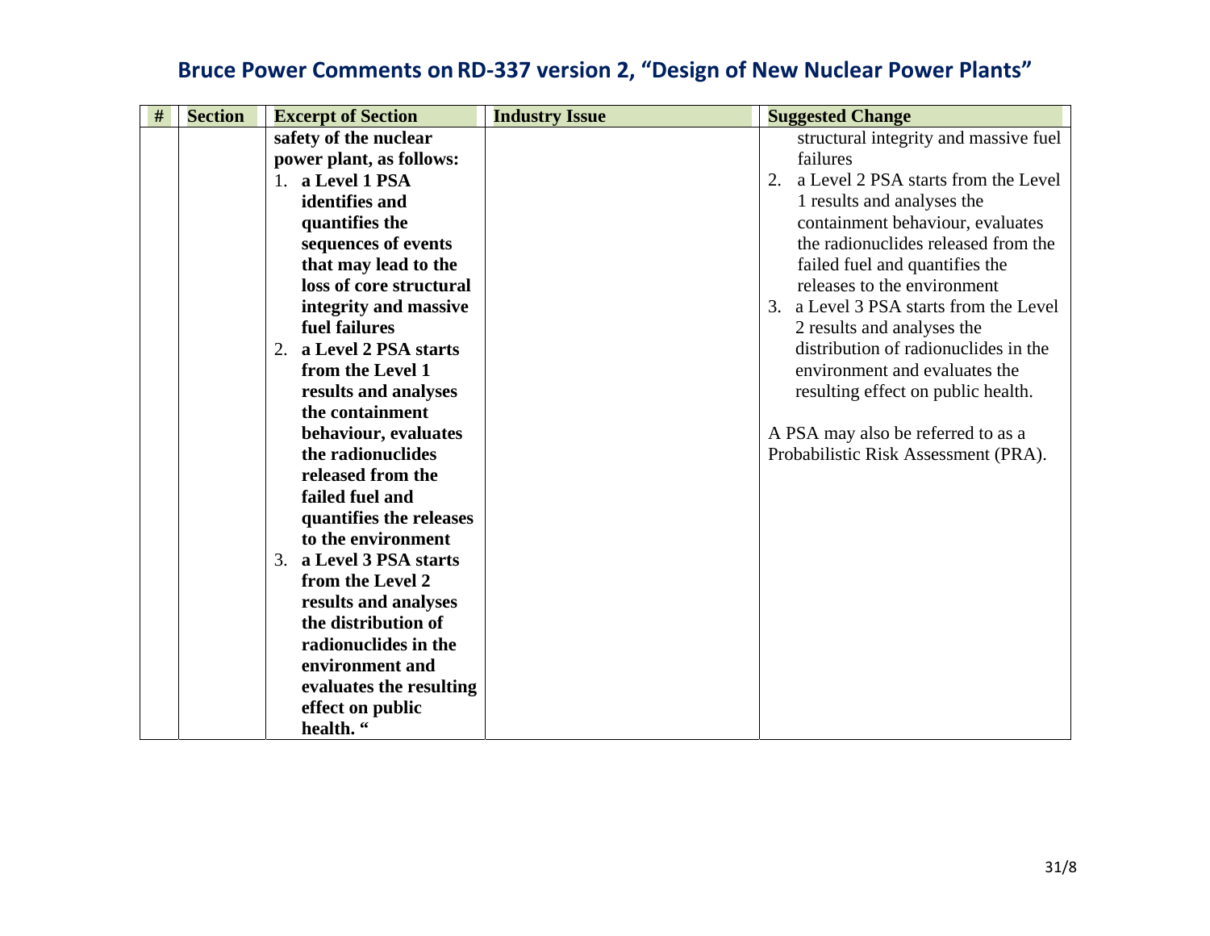## Bruce Power Comments on RD-337 version 2, "Design of New Nuclear Power Plants"

| # | Section | Excerpt of Section | Industry Issue | Suggested Change |
|---|---|---|---|---|
| | | **safety of the nuclear power plant, as follows:**<br>1. **a Level 1 PSA identifies and quantifies the sequences of events that may lead to the loss of core structural integrity and massive fuel failures**<br>2. **a Level 2 PSA starts from the Level 1 results and analyses the containment behaviour, evaluates the radionuclides released from the failed fuel and quantifies the releases to the environment**<br>3. **a Level 3 PSA starts from the Level 2 results and analyses the distribution of radionuclides in the environment and evaluates the resulting effect on public health. "** | | structural integrity and massive fuel failures<br>2. a Level 2 PSA starts from the Level 1 results and analyses the containment behaviour, evaluates the radionuclides released from the failed fuel and quantifies the releases to the environment<br>3. a Level 3 PSA starts from the Level 2 results and analyses the distribution of radionuclides in the environment and evaluates the resulting effect on public health.<br><br>A PSA may also be referred to as a Probabilistic Risk Assessment (PRA). |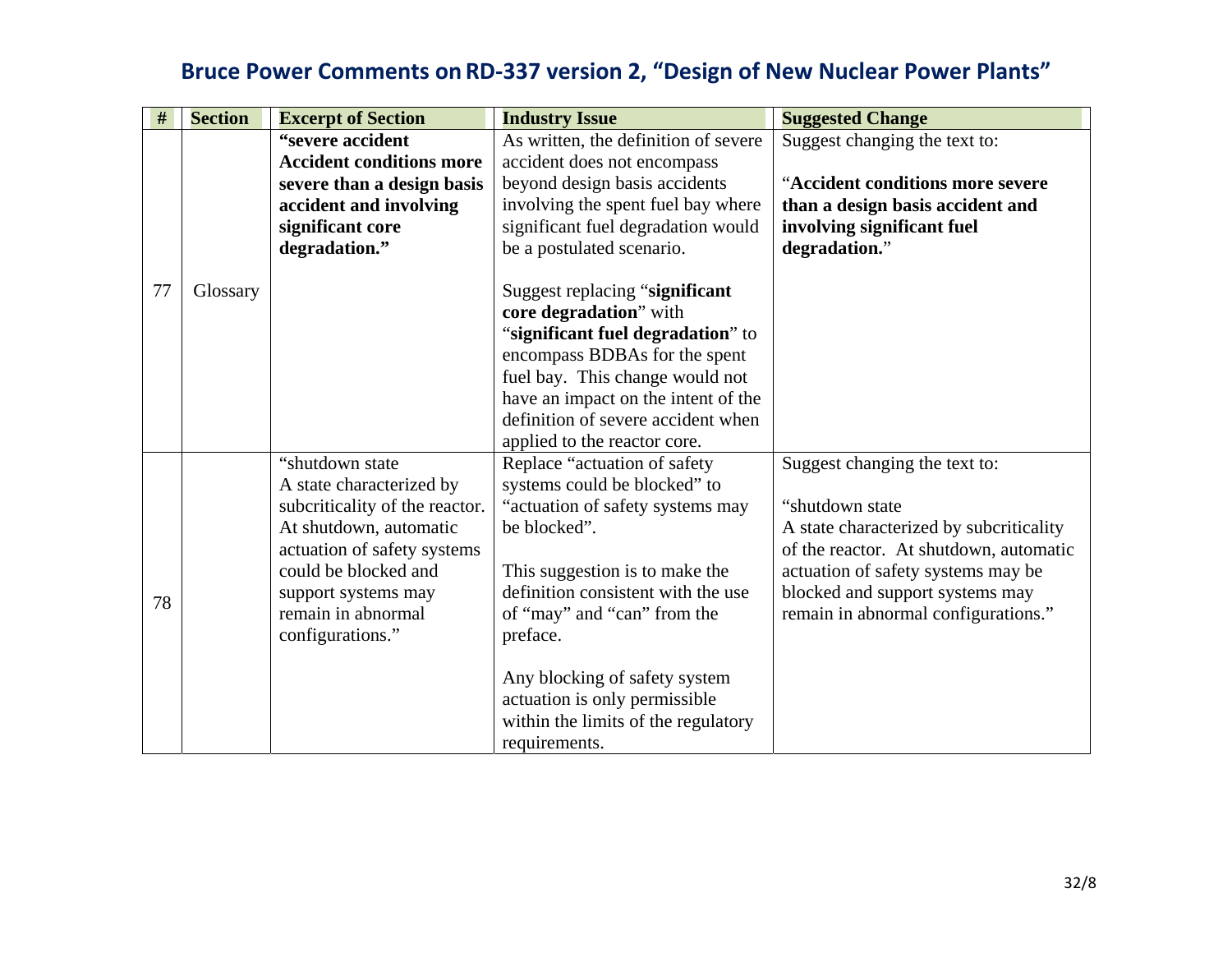## Bruce Power Comments on RD-337 version 2, "Design of New Nuclear Power Plants"

| # | Section | Excerpt of Section | Industry Issue | Suggested Change |
|---|---|---|---|---|
| 77 | Glossary | **"severe accident Accident conditions more severe than a design basis accident and involving significant core degradation."** | As written, the definition of severe accident does not encompass beyond design basis accidents involving the spent fuel bay where significant fuel degradation would be a postulated scenario.<br><br>Suggest replacing "**significant core degradation**" with "**significant fuel degradation**" to encompass BDBAs for the spent fuel bay. This change would not have an impact on the intent of the definition of severe accident when applied to the reactor core. | Suggest changing the text to:<br><br>"**Accident conditions more severe than a design basis accident and involving significant fuel degradation.**" |
| 78 | | "shutdown state A state characterized by subcriticality of the reactor. At shutdown, automatic actuation of safety systems could be blocked and support systems may remain in abnormal configurations." | Replace "actuation of safety systems could be blocked" to "actuation of safety systems may be blocked".<br><br>This suggestion is to make the definition consistent with the use of "may" and "can" from the preface.<br><br>Any blocking of safety system actuation is only permissible within the limits of the regulatory requirements. | Suggest changing the text to:<br><br>"shutdown state<br>A state characterized by subcriticality of the reactor. At shutdown, automatic actuation of safety systems may be blocked and support systems may remain in abnormal configurations." |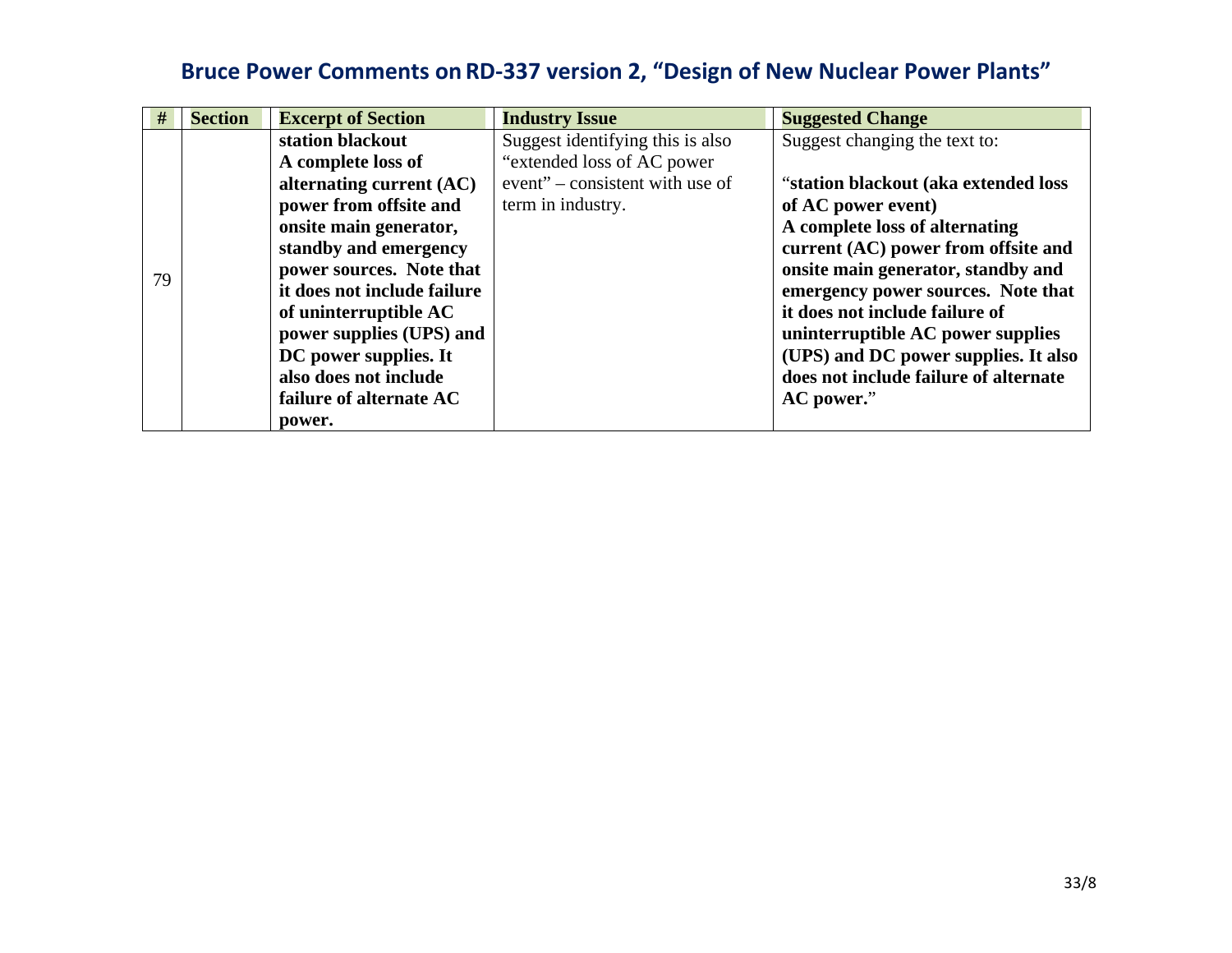## Bruce Power Comments on RD-337 version 2, "Design of New Nuclear Power Plants"

| # | Section | Excerpt of Section | Industry Issue | Suggested Change |
|---|---|---|---|---|
| 79 | | **station blackout** **A complete loss of alternating current (AC) power from offsite and onsite main generator, standby and emergency power sources. Note that it does not include failure of uninterruptible AC power supplies (UPS) and DC power supplies. It also does not include failure of alternate AC power.** | Suggest identifying this is also "extended loss of AC power event" – consistent with use of term in industry. | Suggest changing the text to: "**station blackout (aka extended loss of AC power event)** **A complete loss of alternating current (AC) power from offsite and onsite main generator, standby and emergency power sources. Note that it does not include failure of uninterruptible AC power supplies (UPS) and DC power supplies. It also does not include failure of alternate AC power.**" |